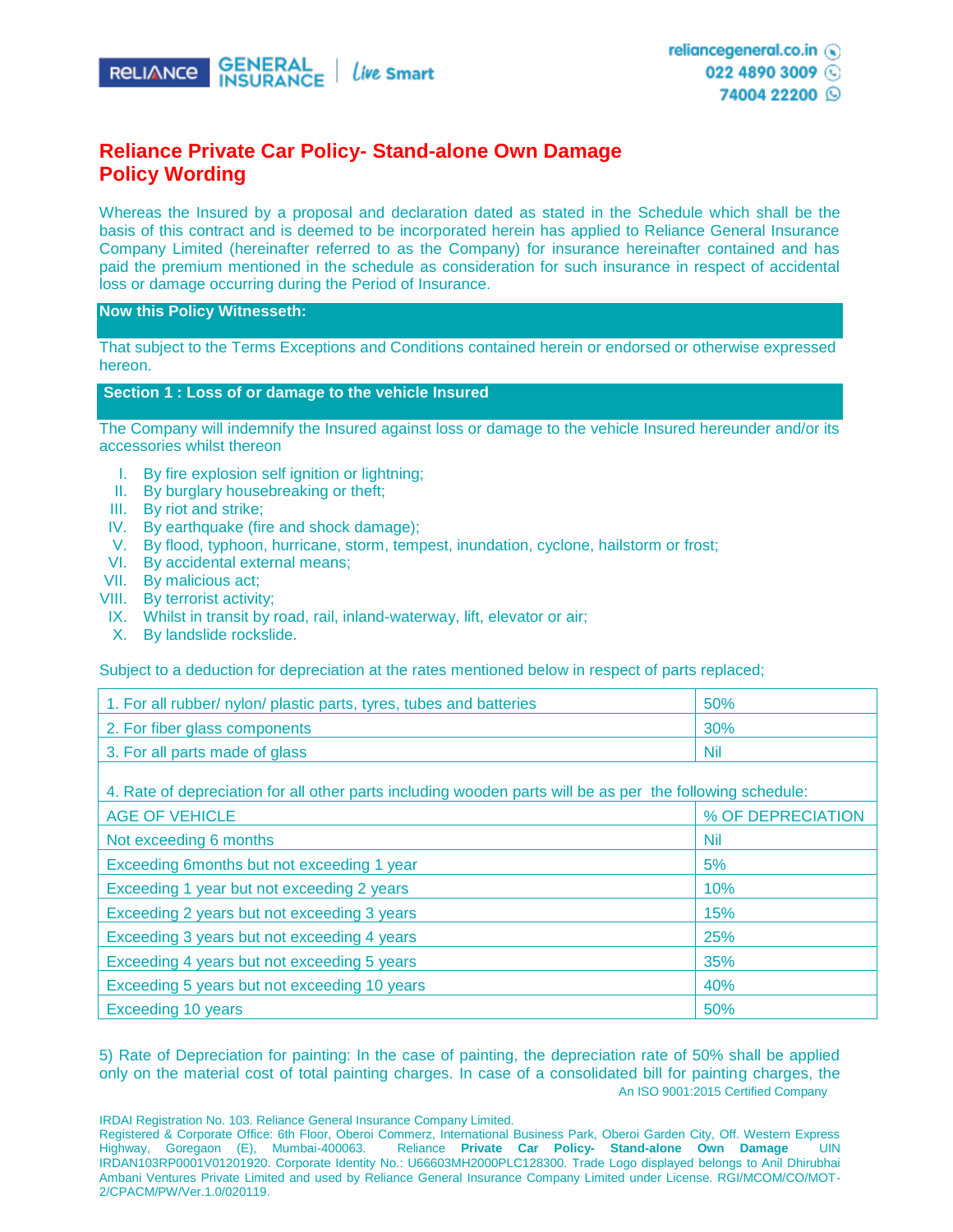# Reliance Private Car Policy- Stand-alone Own Damage Policy Wording

Whereas the Insured by a proposal and declaration dated as stated in the Schedule which shall be the basis of this contract and is deemed to be incorporated herein has applied to Reliance General Insurance Company Limited (hereinafter referred to as the Company) for insurance hereinafter contained and has paid the premium mentioned in the schedule as consideration for such insurance in respect of accidental loss or damage occurring during the Period of Insurance.

## Now this Policy Witnesseth:

That subject to the Terms Exceptions and Conditions contained herein or endorsed or otherwise expressed hereon.

## Section 1 : Loss of or damage to the vehicle Insured

The Company will indemnify the Insured against loss or damage to the vehicle Insured hereunder and/or its accessories whilst thereon

I. By fire explosion self ignition or lightning;
II. By burglary housebreaking or theft;
III. By riot and strike;
IV. By earthquake (fire and shock damage);
V. By flood, typhoon, hurricane, storm, tempest, inundation, cyclone, hailstorm or frost;
VI. By accidental external means;
VII. By malicious act;
VIII. By terrorist activity;
IX. Whilst in transit by road, rail, inland-waterway, lift, elevator or air;
X. By landslide rockslide.

Subject to a deduction for depreciation at the rates mentioned below in respect of parts replaced;

| | |
|---|---|
| 1. For all rubber/ nylon/ plastic parts, tyres, tubes and batteries | 50% |
| 2. For fiber glass components | 30% |
| 3. For all parts made of glass | Nil |
| 4. Rate of depreciation for all other parts including wooden parts will be as per the following schedule: | |
| AGE OF VEHICLE | % OF DEPRECIATION |
| Not exceeding 6 months | Nil |
| Exceeding 6months but not exceeding 1 year | 5% |
| Exceeding 1 year but not exceeding 2 years | 10% |
| Exceeding 2 years but not exceeding 3 years | 15% |
| Exceeding 3 years but not exceeding 4 years | 25% |
| Exceeding 4 years but not exceeding 5 years | 35% |
| Exceeding 5 years but not exceeding 10 years | 40% |
| Exceeding 10 years | 50% |

5) Rate of Depreciation for painting: In the case of painting, the depreciation rate of 50% shall be applied only on the material cost of total painting charges. In case of a consolidated bill for painting charges, the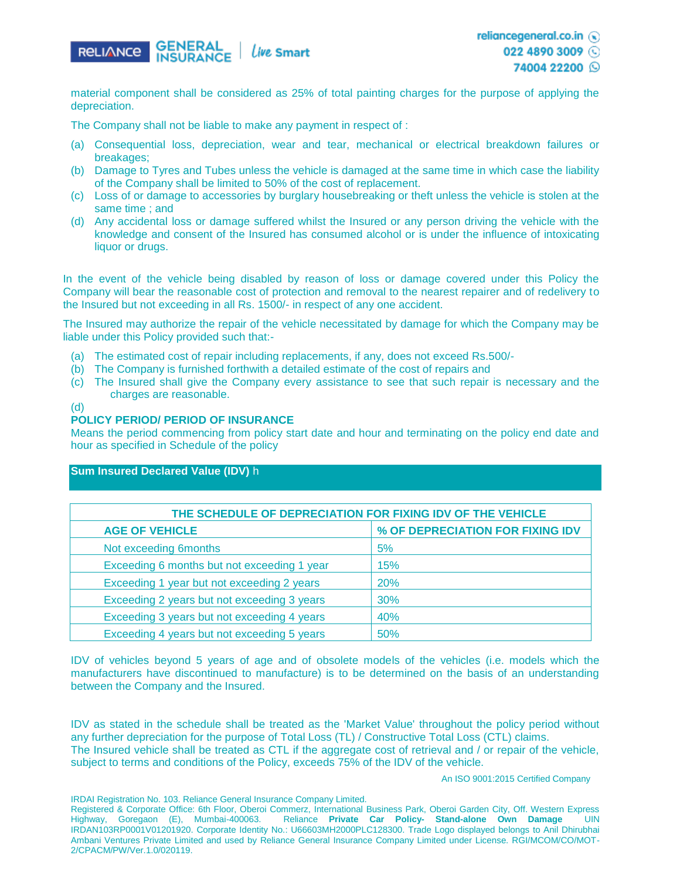material component shall be considered as 25% of total painting charges for the purpose of applying the depreciation.

The Company shall not be liable to make any payment in respect of :

(a) Consequential loss, depreciation, wear and tear, mechanical or electrical breakdown failures or breakages;
(b) Damage to Tyres and Tubes unless the vehicle is damaged at the same time in which case the liability of the Company shall be limited to 50% of the cost of replacement.
(c) Loss of or damage to accessories by burglary housebreaking or theft unless the vehicle is stolen at the same time ; and
(d) Any accidental loss or damage suffered whilst the Insured or any person driving the vehicle with the knowledge and consent of the Insured has consumed alcohol or is under the influence of intoxicating liquor or drugs.

In the event of the vehicle being disabled by reason of loss or damage covered under this Policy the Company will bear the reasonable cost of protection and removal to the nearest repairer and of redelivery to the Insured but not exceeding in all Rs. 1500/- in respect of any one accident.

The Insured may authorize the repair of the vehicle necessitated by damage for which the Company may be liable under this Policy provided such that:-

(a) The estimated cost of repair including replacements, if any, does not exceed Rs.500/-
(b) The Company is furnished forthwith a detailed estimate of the cost of repairs and
(c) The Insured shall give the Company every assistance to see that such repair is necessary and the charges are reasonable.
(d)

**POLICY PERIOD/ PERIOD OF INSURANCE**

Means the period commencing from policy start date and hour and terminating on the policy end date and hour as specified in Schedule of the policy

## Sum Insured Declared Value (IDV) h

| THE SCHEDULE OF DEPRECIATION FOR FIXING IDV OF THE VEHICLE | |
|---|---|
| **AGE OF VEHICLE** | **% OF DEPRECIATION FOR FIXING IDV** |
| Not exceeding 6months | 5% |
| Exceeding 6 months but not exceeding 1 year | 15% |
| Exceeding 1 year but not exceeding 2 years | 20% |
| Exceeding 2 years but not exceeding 3 years | 30% |
| Exceeding 3 years but not exceeding 4 years | 40% |
| Exceeding 4 years but not exceeding 5 years | 50% |

IDV of vehicles beyond 5 years of age and of obsolete models of the vehicles (i.e. models which the manufacturers have discontinued to manufacture) is to be determined on the basis of an understanding between the Company and the Insured.

IDV as stated in the schedule shall be treated as the 'Market Value' throughout the policy period without any further depreciation for the purpose of Total Loss (TL) / Constructive Total Loss (CTL) claims.
The Insured vehicle shall be treated as CTL if the aggregate cost of retrieval and / or repair of the vehicle, subject to terms and conditions of the Policy, exceeds 75% of the IDV of the vehicle.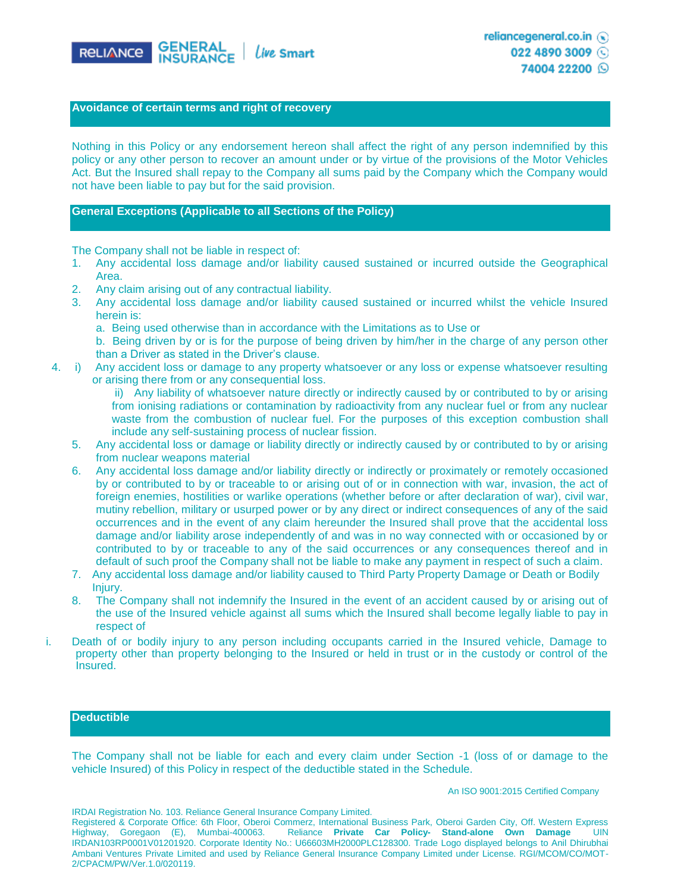## Avoidance of certain terms and right of recovery

Nothing in this Policy or any endorsement hereon shall affect the right of any person indemnified by this policy or any other person to recover an amount under or by virtue of the provisions of the Motor Vehicles Act. But the Insured shall repay to the Company all sums paid by the Company which the Company would not have been liable to pay but for the said provision.

## General Exceptions (Applicable to all Sections of the Policy)

The Company shall not be liable in respect of:

1. Any accidental loss damage and/or liability caused sustained or incurred outside the Geographical Area.
2. Any claim arising out of any contractual liability.
3. Any accidental loss damage and/or liability caused sustained or incurred whilst the vehicle Insured herein is:
   a. Being used otherwise than in accordance with the Limitations as to Use or
   b. Being driven by or is for the purpose of being driven by him/her in the charge of any person other than a Driver as stated in the Driver's clause.
4. i) Any accident loss or damage to any property whatsoever or any loss or expense whatsoever resulting or arising there from or any consequential loss.
   ii) Any liability of whatsoever nature directly or indirectly caused by or contributed to by or arising from ionising radiations or contamination by radioactivity from any nuclear fuel or from any nuclear waste from the combustion of nuclear fuel. For the purposes of this exception combustion shall include any self-sustaining process of nuclear fission.
5. Any accidental loss or damage or liability directly or indirectly caused by or contributed to by or arising from nuclear weapons material
6. Any accidental loss damage and/or liability directly or indirectly or proximately or remotely occasioned by or contributed to by or traceable to or arising out of or in connection with war, invasion, the act of foreign enemies, hostilities or warlike operations (whether before or after declaration of war), civil war, mutiny rebellion, military or usurped power or by any direct or indirect consequences of any of the said occurrences and in the event of any claim hereunder the Insured shall prove that the accidental loss damage and/or liability arose independently of and was in no way connected with or occasioned by or contributed to by or traceable to any of the said occurrences or any consequences thereof and in default of such proof the Company shall not be liable to make any payment in respect of such a claim.
7. Any accidental loss damage and/or liability caused to Third Party Property Damage or Death or Bodily Injury.
8. The Company shall not indemnify the Insured in the event of an accident caused by or arising out of the use of the Insured vehicle against all sums which the Insured shall become legally liable to pay in respect of

   i. Death of or bodily injury to any person including occupants carried in the Insured vehicle, Damage to property other than property belonging to the Insured or held in trust or in the custody or control of the Insured.

## Deductible

The Company shall not be liable for each and every claim under Section -1 (loss of or damage to the vehicle Insured) of this Policy in respect of the deductible stated in the Schedule.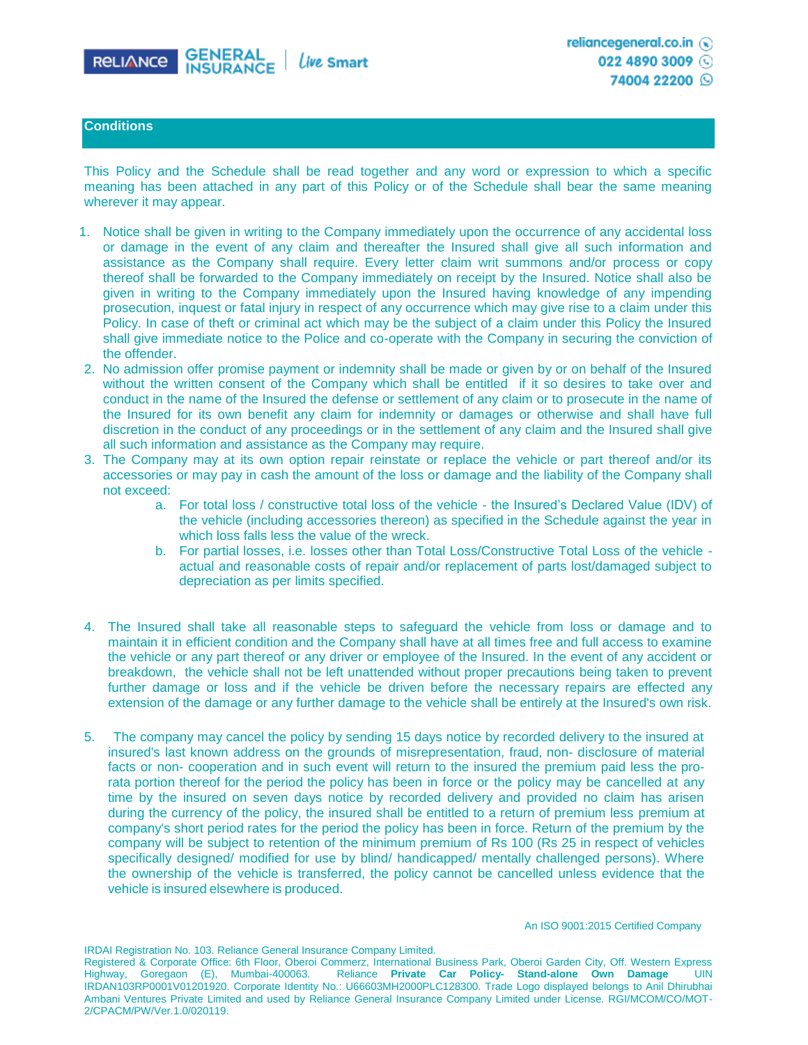## Conditions

This Policy and the Schedule shall be read together and any word or expression to which a specific meaning has been attached in any part of this Policy or of the Schedule shall bear the same meaning wherever it may appear.

1. Notice shall be given in writing to the Company immediately upon the occurrence of any accidental loss or damage in the event of any claim and thereafter the Insured shall give all such information and assistance as the Company shall require. Every letter claim writ summons and/or process or copy thereof shall be forwarded to the Company immediately on receipt by the Insured. Notice shall also be given in writing to the Company immediately upon the Insured having knowledge of any impending prosecution, inquest or fatal injury in respect of any occurrence which may give rise to a claim under this Policy. In case of theft or criminal act which may be the subject of a claim under this Policy the Insured shall give immediate notice to the Police and co-operate with the Company in securing the conviction of the offender.
2. No admission offer promise payment or indemnity shall be made or given by or on behalf of the Insured without the written consent of the Company which shall be entitled if it so desires to take over and conduct in the name of the Insured the defense or settlement of any claim or to prosecute in the name of the Insured for its own benefit any claim for indemnity or damages or otherwise and shall have full discretion in the conduct of any proceedings or in the settlement of any claim and the Insured shall give all such information and assistance as the Company may require.
3. The Company may at its own option repair reinstate or replace the vehicle or part thereof and/or its accessories or may pay in cash the amount of the loss or damage and the liability of the Company shall not exceed:
   a. For total loss / constructive total loss of the vehicle - the Insured's Declared Value (IDV) of the vehicle (including accessories thereon) as specified in the Schedule against the year in which loss falls less the value of the wreck.
   b. For partial losses, i.e. losses other than Total Loss/Constructive Total Loss of the vehicle - actual and reasonable costs of repair and/or replacement of parts lost/damaged subject to depreciation as per limits specified.
4. The Insured shall take all reasonable steps to safeguard the vehicle from loss or damage and to maintain it in efficient condition and the Company shall have at all times free and full access to examine the vehicle or any part thereof or any driver or employee of the Insured. In the event of any accident or breakdown, the vehicle shall not be left unattended without proper precautions being taken to prevent further damage or loss and if the vehicle be driven before the necessary repairs are effected any extension of the damage or any further damage to the vehicle shall be entirely at the Insured's own risk.
5. The company may cancel the policy by sending 15 days notice by recorded delivery to the insured at insured's last known address on the grounds of misrepresentation, fraud, non- disclosure of material facts or non- cooperation and in such event will return to the insured the premium paid less the pro-rata portion thereof for the period the policy has been in force or the policy may be cancelled at any time by the insured on seven days notice by recorded delivery and provided no claim has arisen during the currency of the policy, the insured shall be entitled to a return of premium less premium at company's short period rates for the period the policy has been in force. Return of the premium by the company will be subject to retention of the minimum premium of Rs 100 (Rs 25 in respect of vehicles specifically designed/ modified for use by blind/ handicapped/ mentally challenged persons). Where the ownership of the vehicle is transferred, the policy cannot be cancelled unless evidence that the vehicle is insured elsewhere is produced.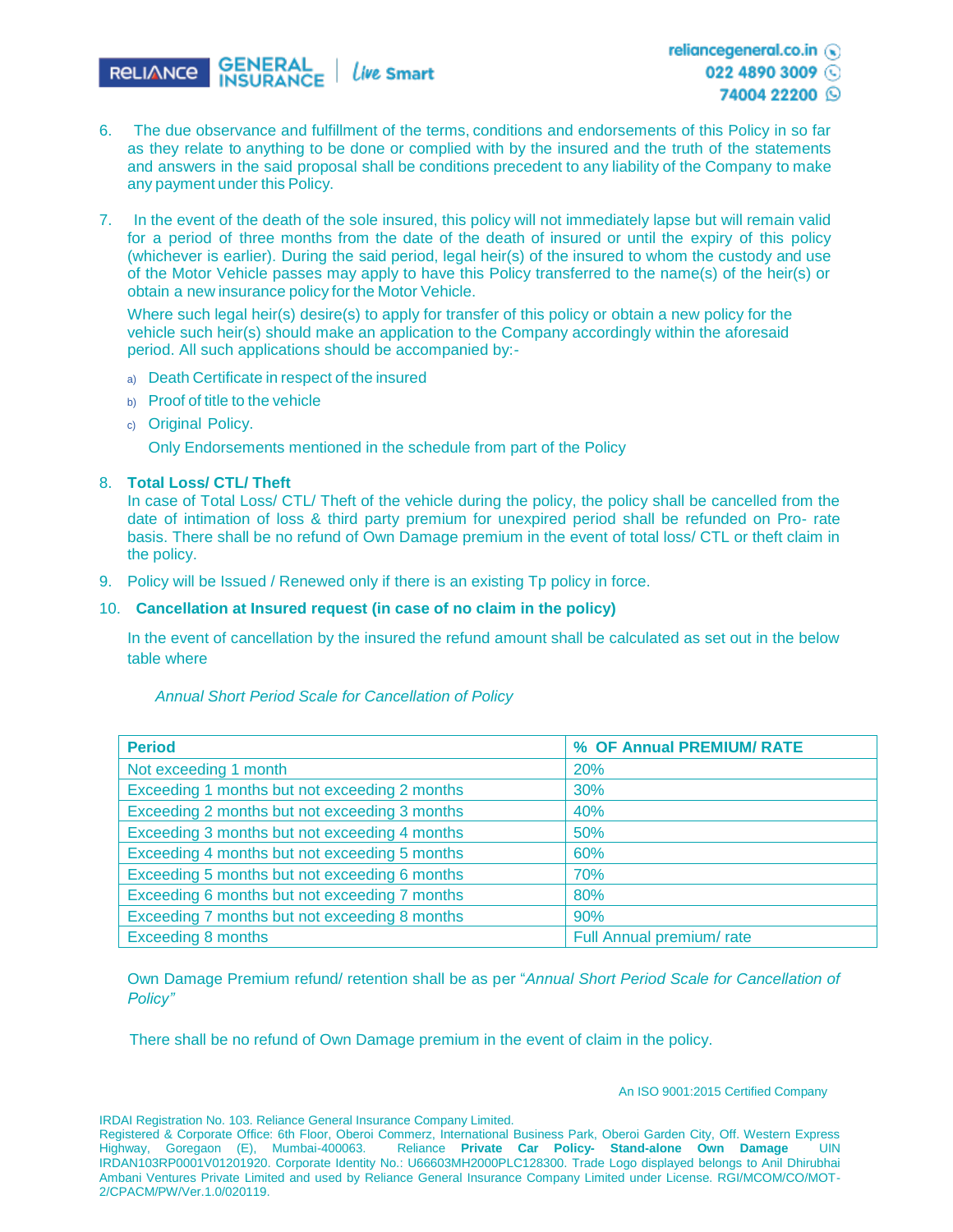6. The due observance and fulfillment of the terms, conditions and endorsements of this Policy in so far as they relate to anything to be done or complied with by the insured and the truth of the statements and answers in the said proposal shall be conditions precedent to any liability of the Company to make any payment under this Policy.

7. In the event of the death of the sole insured, this policy will not immediately lapse but will remain valid for a period of three months from the date of the death of insured or until the expiry of this policy (whichever is earlier). During the said period, legal heir(s) of the insured to whom the custody and use of the Motor Vehicle passes may apply to have this Policy transferred to the name(s) of the heir(s) or obtain a new insurance policy for the Motor Vehicle.

   Where such legal heir(s) desire(s) to apply for transfer of this policy or obtain a new policy for the vehicle such heir(s) should make an application to the Company accordingly within the aforesaid period. All such applications should be accompanied by:-

   a) Death Certificate in respect of the insured
   b) Proof of title to the vehicle
   c) Original Policy.

      Only Endorsements mentioned in the schedule from part of the Policy

8. **Total Loss/ CTL/ Theft**
   In case of Total Loss/ CTL/ Theft of the vehicle during the policy, the policy shall be cancelled from the date of intimation of loss & third party premium for unexpired period shall be refunded on Pro- rate basis. There shall be no refund of Own Damage premium in the event of total loss/ CTL or theft claim in the policy.

9. Policy will be Issued / Renewed only if there is an existing Tp policy in force.

10. **Cancellation at Insured request (in case of no claim in the policy)**

    In the event of cancellation by the insured the refund amount shall be calculated as set out in the below table where

    *Annual Short Period Scale for Cancellation of Policy*

| Period | % OF Annual PREMIUM/ RATE |
|---|---|
| Not exceeding 1 month | 20% |
| Exceeding 1 months but not exceeding 2 months | 30% |
| Exceeding 2 months but not exceeding 3 months | 40% |
| Exceeding 3 months but not exceeding 4 months | 50% |
| Exceeding 4 months but not exceeding 5 months | 60% |
| Exceeding 5 months but not exceeding 6 months | 70% |
| Exceeding 6 months but not exceeding 7 months | 80% |
| Exceeding 7 months but not exceeding 8 months | 90% |
| Exceeding 8 months | Full Annual premium/ rate |

Own Damage Premium refund/ retention shall be as per "*Annual Short Period Scale for Cancellation of Policy"*

There shall be no refund of Own Damage premium in the event of claim in the policy.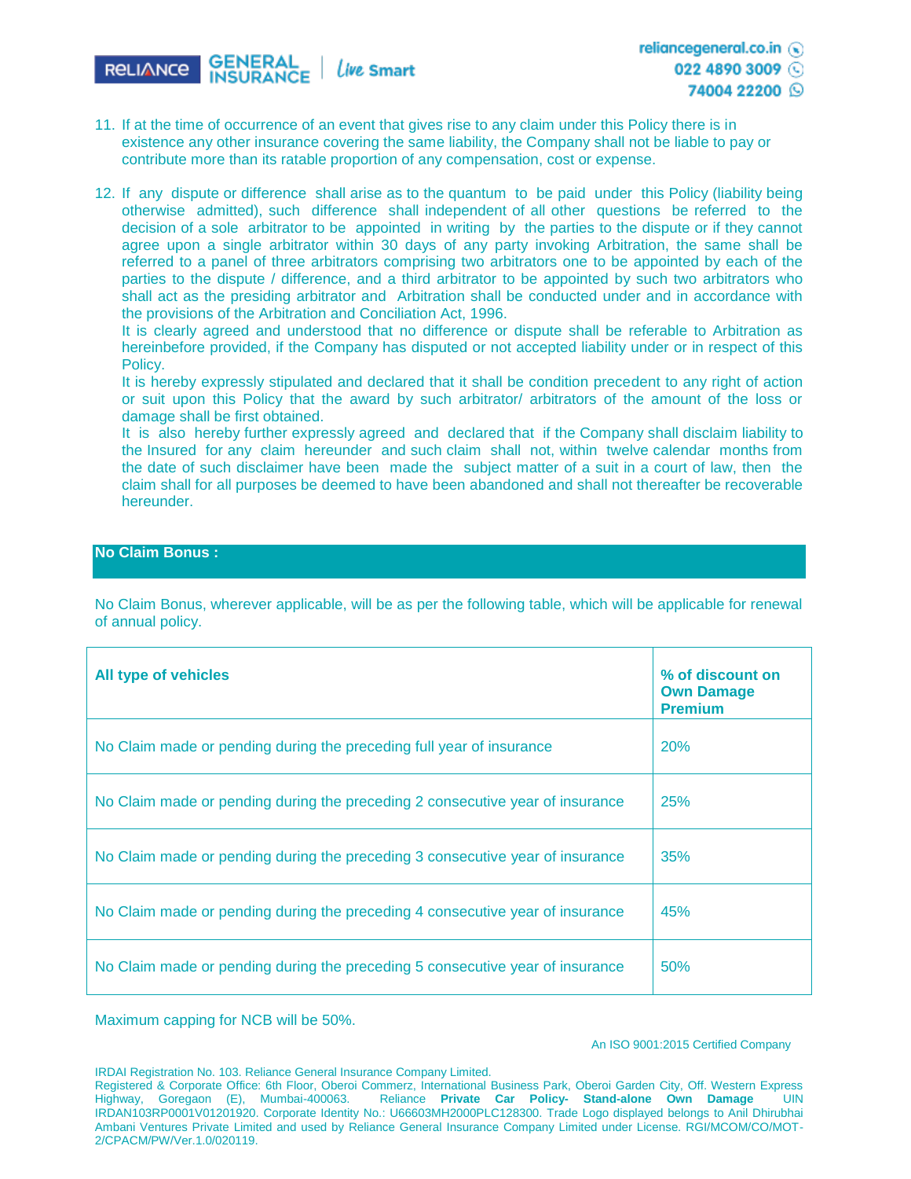11. If at the time of occurrence of an event that gives rise to any claim under this Policy there is in existence any other insurance covering the same liability, the Company shall not be liable to pay or contribute more than its ratable proportion of any compensation, cost or expense.

12. If any dispute or difference shall arise as to the quantum to be paid under this Policy (liability being otherwise admitted), such difference shall independent of all other questions be referred to the decision of a sole arbitrator to be appointed in writing by the parties to the dispute or if they cannot agree upon a single arbitrator within 30 days of any party invoking Arbitration, the same shall be referred to a panel of three arbitrators comprising two arbitrators one to be appointed by each of the parties to the dispute / difference, and a third arbitrator to be appointed by such two arbitrators who shall act as the presiding arbitrator and Arbitration shall be conducted under and in accordance with the provisions of the Arbitration and Conciliation Act, 1996.
    It is clearly agreed and understood that no difference or dispute shall be referable to Arbitration as hereinbefore provided, if the Company has disputed or not accepted liability under or in respect of this Policy.
    It is hereby expressly stipulated and declared that it shall be condition precedent to any right of action or suit upon this Policy that the award by such arbitrator/ arbitrators of the amount of the loss or damage shall be first obtained.
    It is also hereby further expressly agreed and declared that if the Company shall disclaim liability to the Insured for any claim hereunder and such claim shall not, within twelve calendar months from the date of such disclaimer have been made the subject matter of a suit in a court of law, then the claim shall for all purposes be deemed to have been abandoned and shall not thereafter be recoverable hereunder.

## No Claim Bonus :

No Claim Bonus, wherever applicable, will be as per the following table, which will be applicable for renewal of annual policy.

| All type of vehicles | % of discount on Own Damage Premium |
|---|---|
| No Claim made or pending during the preceding full year of insurance | 20% |
| No Claim made or pending during the preceding 2 consecutive year of insurance | 25% |
| No Claim made or pending during the preceding 3 consecutive year of insurance | 35% |
| No Claim made or pending during the preceding 4 consecutive year of insurance | 45% |
| No Claim made or pending during the preceding 5 consecutive year of insurance | 50% |

Maximum capping for NCB will be 50%.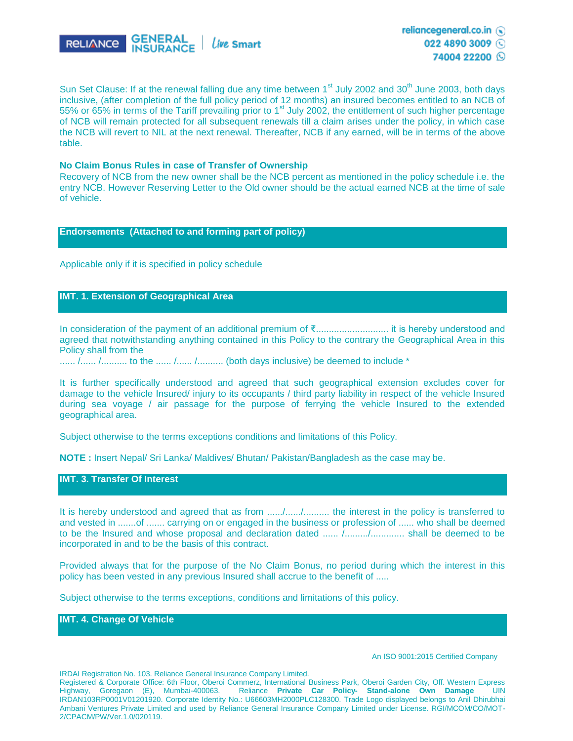Sun Set Clause: If at the renewal falling due any time between 1st July 2002 and 30th June 2003, both days inclusive, (after completion of the full policy period of 12 months) an insured becomes entitled to an NCB of 55% or 65% in terms of the Tariff prevailing prior to 1st July 2002, the entitlement of such higher percentage of NCB will remain protected for all subsequent renewals till a claim arises under the policy, in which case the NCB will revert to NIL at the next renewal. Thereafter, NCB if any earned, will be in terms of the above table.

**No Claim Bonus Rules in case of Transfer of Ownership**

Recovery of NCB from the new owner shall be the NCB percent as mentioned in the policy schedule i.e. the entry NCB. However Reserving Letter to the Old owner should be the actual earned NCB at the time of sale of vehicle.

## Endorsements (Attached to and forming part of policy)

Applicable only if it is specified in policy schedule

### IMT. 1. Extension of Geographical Area

In consideration of the payment of an additional premium of ₹........................... it is hereby understood and agreed that notwithstanding anything contained in this Policy to the contrary the Geographical Area in this Policy shall from the
...... /...... /.......... to the ...... /...... /.......... (both days inclusive) be deemed to include *

It is further specifically understood and agreed that such geographical extension excludes cover for damage to the vehicle Insured/ injury to its occupants / third party liability in respect of the vehicle Insured during sea voyage / air passage for the purpose of ferrying the vehicle Insured to the extended geographical area.

Subject otherwise to the terms exceptions conditions and limitations of this Policy.

**NOTE :** Insert Nepal/ Sri Lanka/ Maldives/ Bhutan/ Pakistan/Bangladesh as the case may be.

### IMT. 3. Transfer Of Interest

It is hereby understood and agreed that as from ....../....../.......... the interest in the policy is transferred to and vested in .......of ....... carrying on or engaged in the business or profession of ...... who shall be deemed to be the Insured and whose proposal and declaration dated ...... /........./............ shall be deemed to be incorporated in and to be the basis of this contract.

Provided always that for the purpose of the No Claim Bonus, no period during which the interest in this policy has been vested in any previous Insured shall accrue to the benefit of .....

Subject otherwise to the terms exceptions, conditions and limitations of this policy.

### IMT. 4. Change Of Vehicle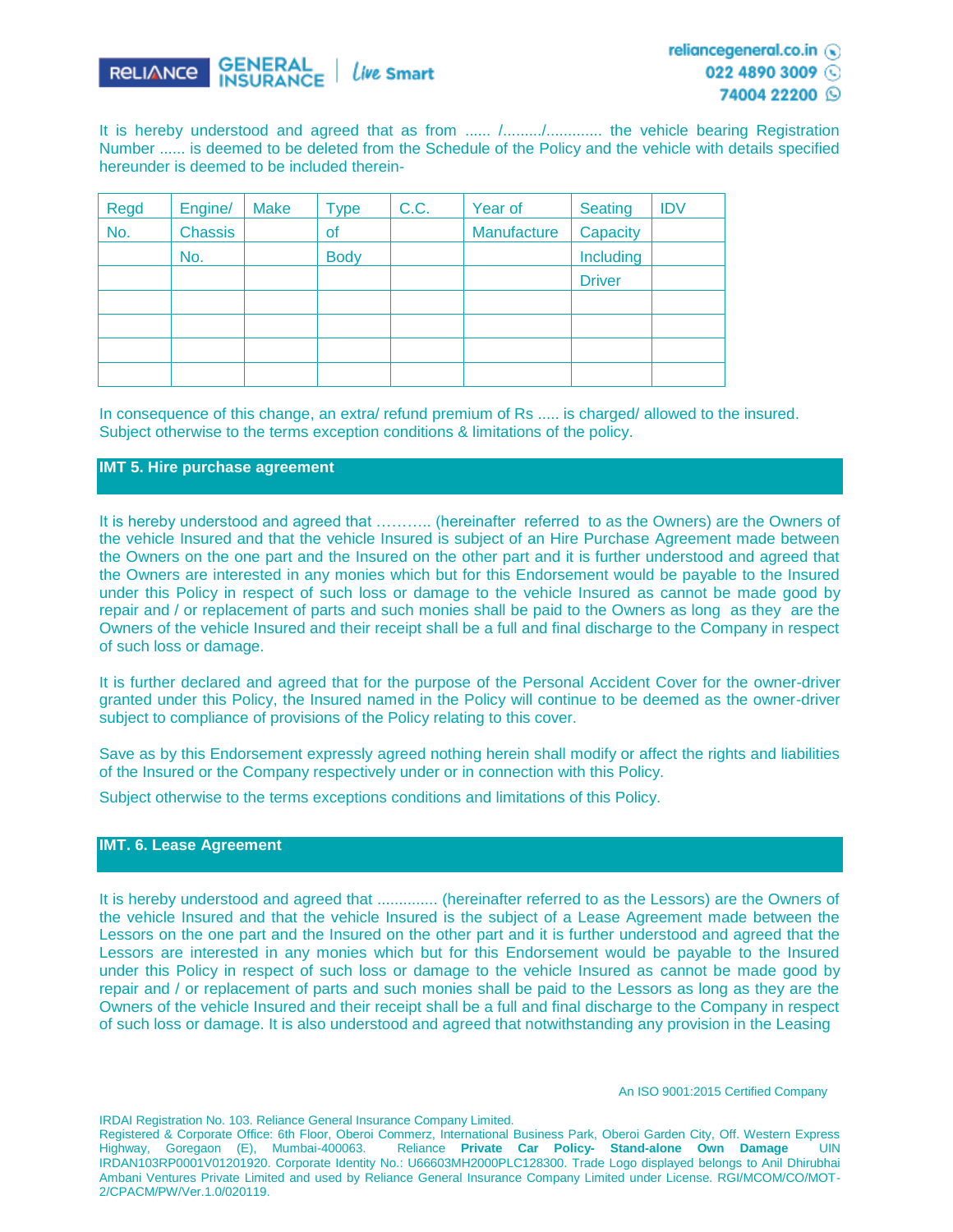It is hereby understood and agreed that as from ...... /........./............. the vehicle bearing Registration Number ...... is deemed to be deleted from the Schedule of the Policy and the vehicle with details specified hereunder is deemed to be included therein-

| Regd No. | Engine/ Chassis No. | Make | Type of Body | C.C. | Year of Manufacture | Seating Capacity Including Driver | IDV |
|---|---|---|---|---|---|---|---|
| | | | | | | | |
| | | | | | | | |
| | | | | | | | |
| | | | | | | | |

In consequence of this change, an extra/ refund premium of Rs ..... is charged/ allowed to the insured. Subject otherwise to the terms exception conditions & limitations of the policy.

## IMT 5. Hire purchase agreement

It is hereby understood and agreed that ……….. (hereinafter referred to as the Owners) are the Owners of the vehicle Insured and that the vehicle Insured is subject of an Hire Purchase Agreement made between the Owners on the one part and the Insured on the other part and it is further understood and agreed that the Owners are interested in any monies which but for this Endorsement would be payable to the Insured under this Policy in respect of such loss or damage to the vehicle Insured as cannot be made good by repair and / or replacement of parts and such monies shall be paid to the Owners as long as they are the Owners of the vehicle Insured and their receipt shall be a full and final discharge to the Company in respect of such loss or damage.

It is further declared and agreed that for the purpose of the Personal Accident Cover for the owner-driver granted under this Policy, the Insured named in the Policy will continue to be deemed as the owner-driver subject to compliance of provisions of the Policy relating to this cover.

Save as by this Endorsement expressly agreed nothing herein shall modify or affect the rights and liabilities of the Insured or the Company respectively under or in connection with this Policy.

Subject otherwise to the terms exceptions conditions and limitations of this Policy.

## IMT. 6. Lease Agreement

It is hereby understood and agreed that .............. (hereinafter referred to as the Lessors) are the Owners of the vehicle Insured and that the vehicle Insured is the subject of a Lease Agreement made between the Lessors on the one part and the Insured on the other part and it is further understood and agreed that the Lessors are interested in any monies which but for this Endorsement would be payable to the Insured under this Policy in respect of such loss or damage to the vehicle Insured as cannot be made good by repair and / or replacement of parts and such monies shall be paid to the Lessors as long as they are the Owners of the vehicle Insured and their receipt shall be a full and final discharge to the Company in respect of such loss or damage. It is also understood and agreed that notwithstanding any provision in the Leasing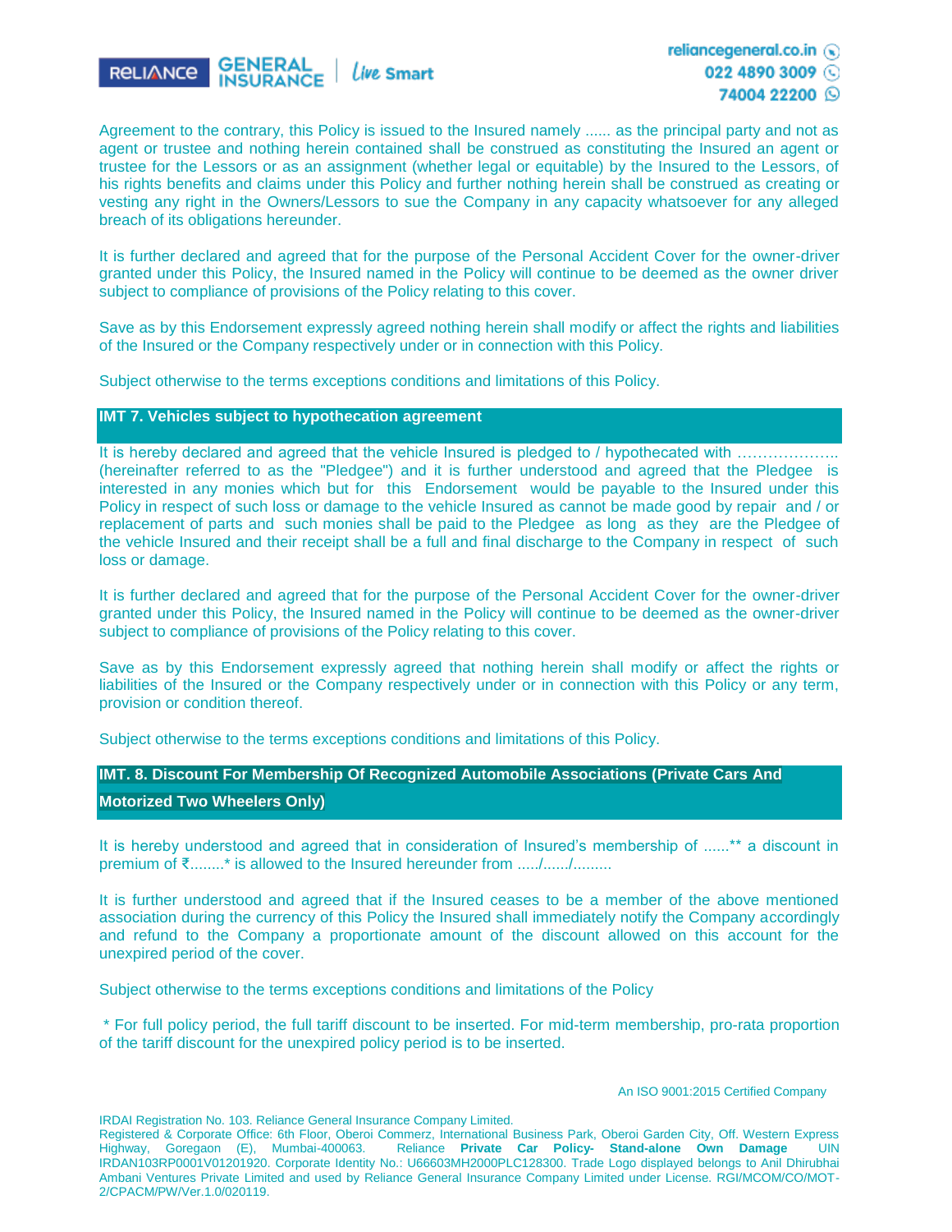Agreement to the contrary, this Policy is issued to the Insured namely ...... as the principal party and not as agent or trustee and nothing herein contained shall be construed as constituting the Insured an agent or trustee for the Lessors or as an assignment (whether legal or equitable) by the Insured to the Lessors, of his rights benefits and claims under this Policy and further nothing herein shall be construed as creating or vesting any right in the Owners/Lessors to sue the Company in any capacity whatsoever for any alleged breach of its obligations hereunder.

It is further declared and agreed that for the purpose of the Personal Accident Cover for the owner-driver granted under this Policy, the Insured named in the Policy will continue to be deemed as the owner driver subject to compliance of provisions of the Policy relating to this cover.

Save as by this Endorsement expressly agreed nothing herein shall modify or affect the rights and liabilities of the Insured or the Company respectively under or in connection with this Policy.

Subject otherwise to the terms exceptions conditions and limitations of this Policy.

## IMT 7. Vehicles subject to hypothecation agreement

It is hereby declared and agreed that the vehicle Insured is pledged to / hypothecated with ……………….. (hereinafter referred to as the "Pledgee") and it is further understood and agreed that the Pledgee is interested in any monies which but for this Endorsement would be payable to the Insured under this Policy in respect of such loss or damage to the vehicle Insured as cannot be made good by repair and / or replacement of parts and such monies shall be paid to the Pledgee as long as they are the Pledgee of the vehicle Insured and their receipt shall be a full and final discharge to the Company in respect of such loss or damage.

It is further declared and agreed that for the purpose of the Personal Accident Cover for the owner-driver granted under this Policy, the Insured named in the Policy will continue to be deemed as the owner-driver subject to compliance of provisions of the Policy relating to this cover.

Save as by this Endorsement expressly agreed that nothing herein shall modify or affect the rights or liabilities of the Insured or the Company respectively under or in connection with this Policy or any term, provision or condition thereof.

Subject otherwise to the terms exceptions conditions and limitations of this Policy.

## IMT. 8. Discount For Membership Of Recognized Automobile Associations (Private Cars And Motorized Two Wheelers Only)

It is hereby understood and agreed that in consideration of Insured's membership of ......** a discount in premium of ₹........* is allowed to the Insured hereunder from ...../....../.........

It is further understood and agreed that if the Insured ceases to be a member of the above mentioned association during the currency of this Policy the Insured shall immediately notify the Company accordingly and refund to the Company a proportionate amount of the discount allowed on this account for the unexpired period of the cover.

Subject otherwise to the terms exceptions conditions and limitations of the Policy

\* For full policy period, the full tariff discount to be inserted. For mid-term membership, pro-rata proportion of the tariff discount for the unexpired policy period is to be inserted.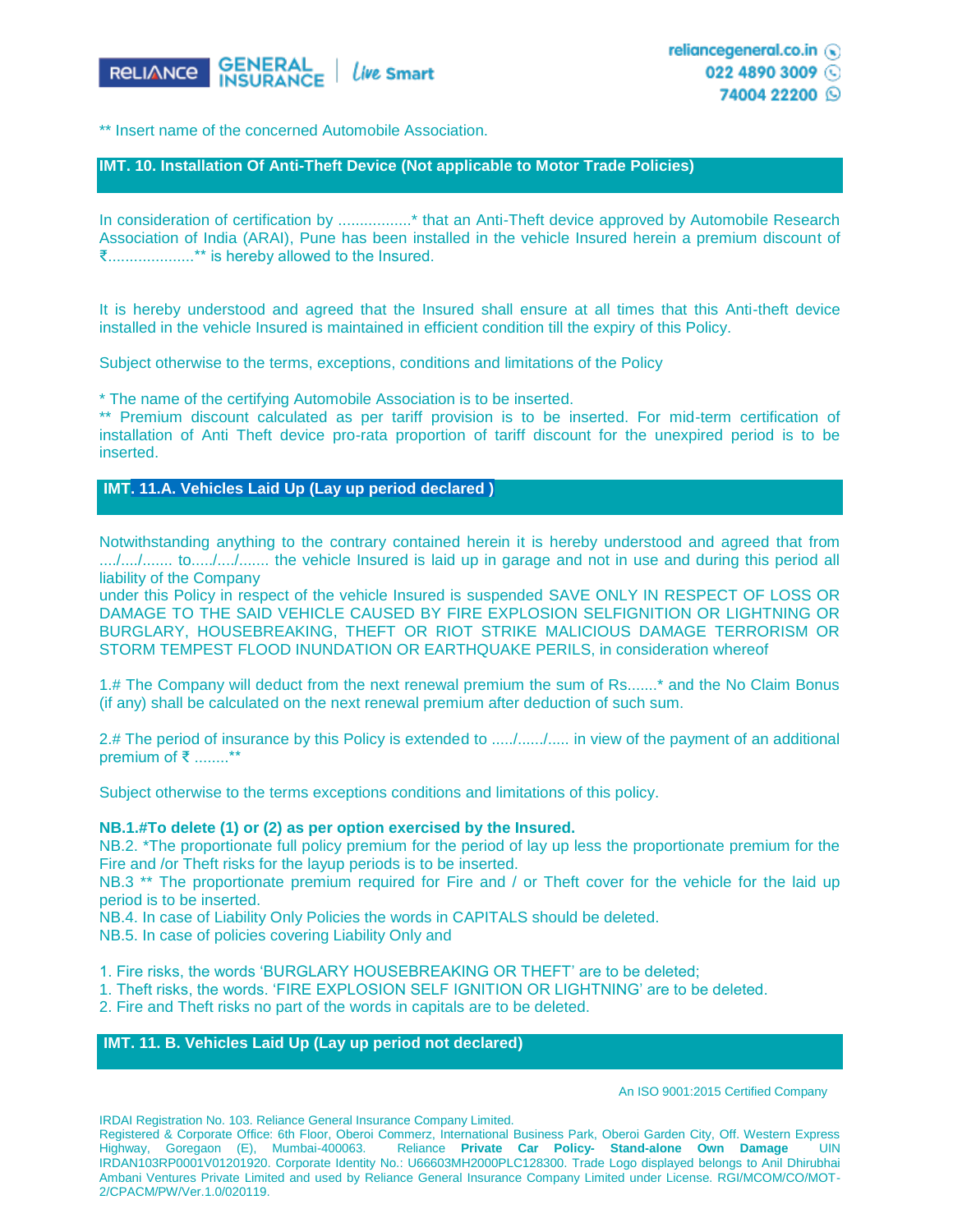** Insert name of the concerned Automobile Association.

## IMT. 10. Installation Of Anti-Theft Device (Not applicable to Motor Trade Policies)

In consideration of certification by .................* that an Anti-Theft device approved by Automobile Research Association of India (ARAI), Pune has been installed in the vehicle Insured herein a premium discount of ₹....................** is hereby allowed to the Insured.

It is hereby understood and agreed that the Insured shall ensure at all times that this Anti-theft device installed in the vehicle Insured is maintained in efficient condition till the expiry of this Policy.

Subject otherwise to the terms, exceptions, conditions and limitations of the Policy

* The name of the certifying Automobile Association is to be inserted.
** Premium discount calculated as per tariff provision is to be inserted. For mid-term certification of installation of Anti Theft device pro-rata proportion of tariff discount for the unexpired period is to be inserted.

## IMT. 11.A. Vehicles Laid Up (Lay up period declared )

Notwithstanding anything to the contrary contained herein it is hereby understood and agreed that from ..../..../....... to...../..../....... the vehicle Insured is laid up in garage and not in use and during this period all liability of the Company
under this Policy in respect of the vehicle Insured is suspended SAVE ONLY IN RESPECT OF LOSS OR DAMAGE TO THE SAID VEHICLE CAUSED BY FIRE EXPLOSION SELFIGNITION OR LIGHTNING OR BURGLARY, HOUSEBREAKING, THEFT OR RIOT STRIKE MALICIOUS DAMAGE TERRORISM OR STORM TEMPEST FLOOD INUNDATION OR EARTHQUAKE PERILS, in consideration whereof

1.# The Company will deduct from the next renewal premium the sum of Rs.......* and the No Claim Bonus (if any) shall be calculated on the next renewal premium after deduction of such sum.

2.# The period of insurance by this Policy is extended to ...../....../..... in view of the payment of an additional premium of ₹ ........**

Subject otherwise to the terms exceptions conditions and limitations of this policy.

**NB.1.#To delete (1) or (2) as per option exercised by the Insured.**
NB.2. *The proportionate full policy premium for the period of lay up less the proportionate premium for the Fire and /or Theft risks for the layup periods is to be inserted.
NB.3 ** The proportionate premium required for Fire and / or Theft cover for the vehicle for the laid up period is to be inserted.
NB.4. In case of Liability Only Policies the words in CAPITALS should be deleted.
NB.5. In case of policies covering Liability Only and

1. Fire risks, the words 'BURGLARY HOUSEBREAKING OR THEFT' are to be deleted;
1. Theft risks, the words. 'FIRE EXPLOSION SELF IGNITION OR LIGHTNING' are to be deleted.
2. Fire and Theft risks no part of the words in capitals are to be deleted.

## IMT. 11. B. Vehicles Laid Up (Lay up period not declared)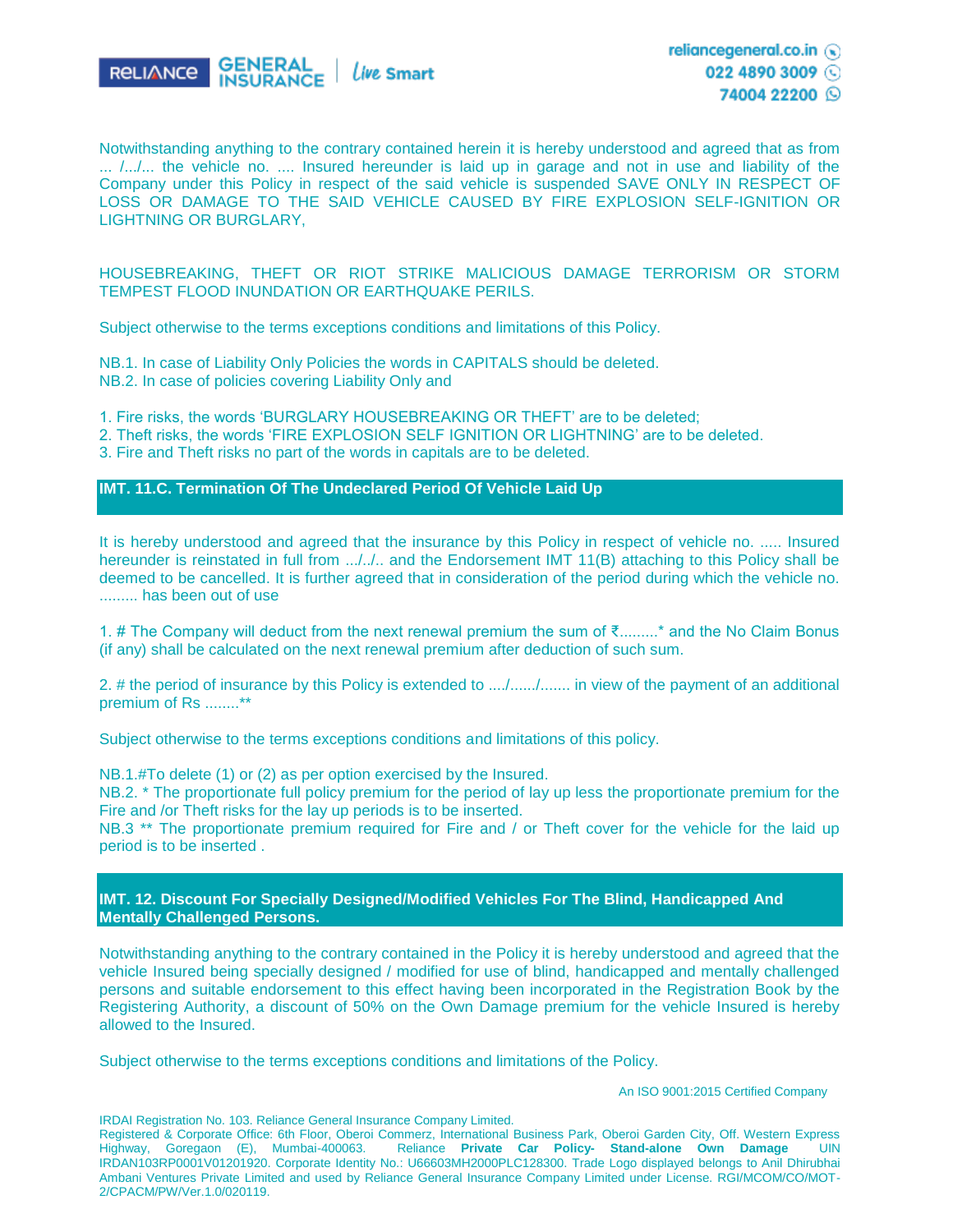Notwithstanding anything to the contrary contained herein it is hereby understood and agreed that as from ... /.../... the vehicle no. .... Insured hereunder is laid up in garage and not in use and liability of the Company under this Policy in respect of the said vehicle is suspended SAVE ONLY IN RESPECT OF LOSS OR DAMAGE TO THE SAID VEHICLE CAUSED BY FIRE EXPLOSION SELF-IGNITION OR LIGHTNING OR BURGLARY,

HOUSEBREAKING, THEFT OR RIOT STRIKE MALICIOUS DAMAGE TERRORISM OR STORM TEMPEST FLOOD INUNDATION OR EARTHQUAKE PERILS.

Subject otherwise to the terms exceptions conditions and limitations of this Policy.

NB.1. In case of Liability Only Policies the words in CAPITALS should be deleted.
NB.2. In case of policies covering Liability Only and

1. Fire risks, the words 'BURGLARY HOUSEBREAKING OR THEFT' are to be deleted;
2. Theft risks, the words 'FIRE EXPLOSION SELF IGNITION OR LIGHTNING' are to be deleted.
3. Fire and Theft risks no part of the words in capitals are to be deleted.

## IMT. 11.C. Termination Of The Undeclared Period Of Vehicle Laid Up

It is hereby understood and agreed that the insurance by this Policy in respect of vehicle no. ..... Insured hereunder is reinstated in full from .../../.. and the Endorsement IMT 11(B) attaching to this Policy shall be deemed to be cancelled. It is further agreed that in consideration of the period during which the vehicle no. ......... has been out of use

1. # The Company will deduct from the next renewal premium the sum of ₹.........* and the No Claim Bonus (if any) shall be calculated on the next renewal premium after deduction of such sum.

2. # the period of insurance by this Policy is extended to ..../....../....... in view of the payment of an additional premium of Rs ........**

Subject otherwise to the terms exceptions conditions and limitations of this policy.

NB.1.#To delete (1) or (2) as per option exercised by the Insured.
NB.2. * The proportionate full policy premium for the period of lay up less the proportionate premium for the Fire and /or Theft risks for the lay up periods is to be inserted.
NB.3 ** The proportionate premium required for Fire and / or Theft cover for the vehicle for the laid up period is to be inserted .

## IMT. 12. Discount For Specially Designed/Modified Vehicles For The Blind, Handicapped And Mentally Challenged Persons.

Notwithstanding anything to the contrary contained in the Policy it is hereby understood and agreed that the vehicle Insured being specially designed / modified for use of blind, handicapped and mentally challenged persons and suitable endorsement to this effect having been incorporated in the Registration Book by the Registering Authority, a discount of 50% on the Own Damage premium for the vehicle Insured is hereby allowed to the Insured.

Subject otherwise to the terms exceptions conditions and limitations of the Policy.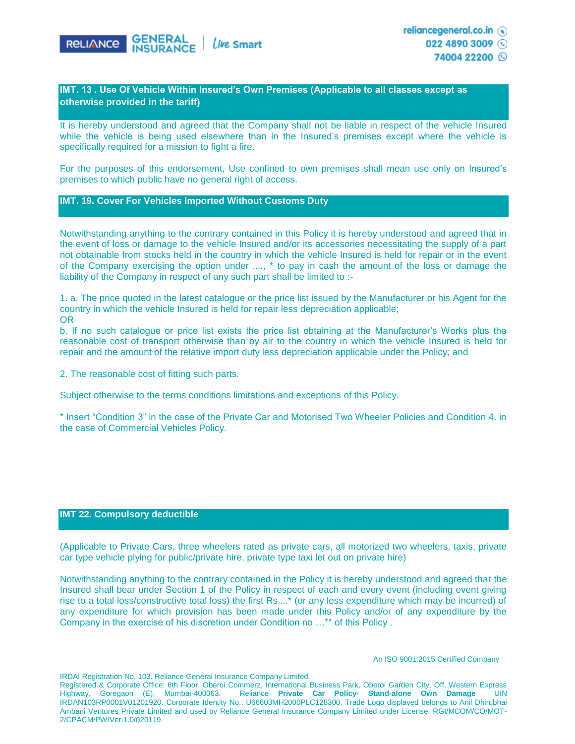## IMT. 13 . Use Of Vehicle Within Insured's Own Premises (Applicable to all classes except as otherwise provided in the tariff)

It is hereby understood and agreed that the Company shall not be liable in respect of the vehicle Insured while the vehicle is being used elsewhere than in the Insured's premises except where the vehicle is specifically required for a mission to fight a fire.

For the purposes of this endorsement, Use confined to own premises shall mean use only on Insured's premises to which public have no general right of access.

## IMT. 19. Cover For Vehicles Imported Without Customs Duty

Notwithstanding anything to the contrary contained in this Policy it is hereby understood and agreed that in the event of loss or damage to the vehicle Insured and/or its accessories necessitating the supply of a part not obtainable from stocks held in the country in which the vehicle Insured is held for repair or in the event of the Company exercising the option under ...., * to pay in cash the amount of the loss or damage the liability of the Company in respect of any such part shall be limited to :-

1. a. The price quoted in the latest catalogue or the price list issued by the Manufacturer or his Agent for the country in which the vehicle Insured is held for repair less depreciation applicable;
OR
b. If no such catalogue or price list exists the price list obtaining at the Manufacturer's Works plus the reasonable cost of transport otherwise than by air to the country in which the vehicle Insured is held for repair and the amount of the relative import duty less depreciation applicable under the Policy; and

2. The reasonable cost of fitting such parts.

Subject otherwise to the terms conditions limitations and exceptions of this Policy.

* Insert "Condition 3" in the case of the Private Car and Motorised Two Wheeler Policies and Condition 4. in the case of Commercial Vehicles Policy.

## IMT 22. Compulsory deductible

(Applicable to Private Cars, three wheelers rated as private cars, all motorized two wheelers, taxis, private car type vehicle plying for public/private hire, private type taxi let out on private hire)

Notwithstanding anything to the contrary contained in the Policy it is hereby understood and agreed that the Insured shall bear under Section 1 of the Policy in respect of each and every event (including event giving rise to a total loss/constructive total loss) the first Rs....* (or any less expenditure which may be incurred) of any expenditure for which provision has been made under this Policy and/or of any expenditure by the Company in the exercise of his discretion under Condition no …** of this Policy .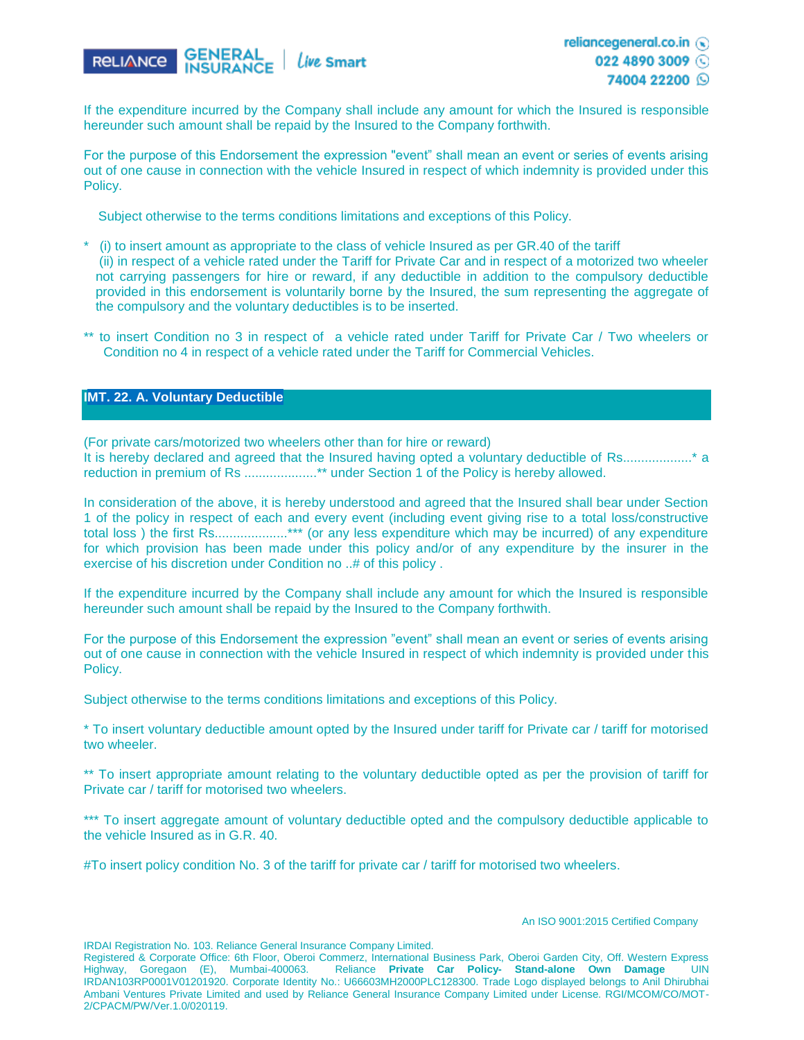If the expenditure incurred by the Company shall include any amount for which the Insured is responsible hereunder such amount shall be repaid by the Insured to the Company forthwith.

For the purpose of this Endorsement the expression "event" shall mean an event or series of events arising out of one cause in connection with the vehicle Insured in respect of which indemnity is provided under this Policy.

Subject otherwise to the terms conditions limitations and exceptions of this Policy.

\* (i) to insert amount as appropriate to the class of vehicle Insured as per GR.40 of the tariff
(ii) in respect of a vehicle rated under the Tariff for Private Car and in respect of a motorized two wheeler not carrying passengers for hire or reward, if any deductible in addition to the compulsory deductible provided in this endorsement is voluntarily borne by the Insured, the sum representing the aggregate of the compulsory and the voluntary deductibles is to be inserted.

\*\* to insert Condition no 3 in respect of a vehicle rated under Tariff for Private Car / Two wheelers or Condition no 4 in respect of a vehicle rated under the Tariff for Commercial Vehicles.

## IMT. 22. A. Voluntary Deductible

(For private cars/motorized two wheelers other than for hire or reward)
It is hereby declared and agreed that the Insured having opted a voluntary deductible of Rs...................* a reduction in premium of Rs ....................** under Section 1 of the Policy is hereby allowed.

In consideration of the above, it is hereby understood and agreed that the Insured shall bear under Section 1 of the policy in respect of each and every event (including event giving rise to a total loss/constructive total loss ) the first Rs....................*** (or any less expenditure which may be incurred) of any expenditure for which provision has been made under this policy and/or of any expenditure by the insurer in the exercise of his discretion under Condition no ..# of this policy .

If the expenditure incurred by the Company shall include any amount for which the Insured is responsible hereunder such amount shall be repaid by the Insured to the Company forthwith.

For the purpose of this Endorsement the expression "event" shall mean an event or series of events arising out of one cause in connection with the vehicle Insured in respect of which indemnity is provided under this Policy.

Subject otherwise to the terms conditions limitations and exceptions of this Policy.

\* To insert voluntary deductible amount opted by the Insured under tariff for Private car / tariff for motorised two wheeler.

\*\* To insert appropriate amount relating to the voluntary deductible opted as per the provision of tariff for Private car / tariff for motorised two wheelers.

\*\*\* To insert aggregate amount of voluntary deductible opted and the compulsory deductible applicable to the vehicle Insured as in G.R. 40.

#To insert policy condition No. 3 of the tariff for private car / tariff for motorised two wheelers.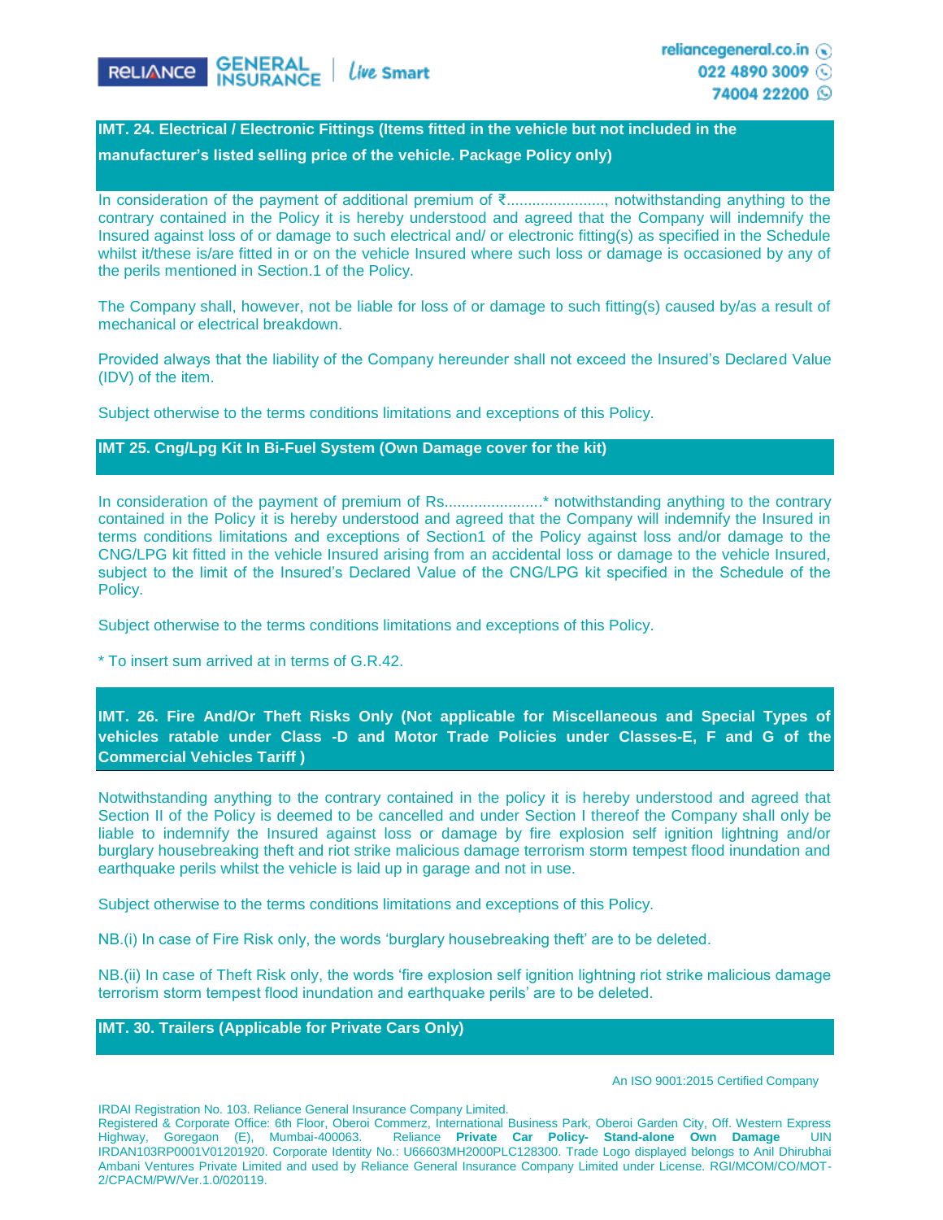## IMT. 24. Electrical / Electronic Fittings (Items fitted in the vehicle but not included in the manufacturer's listed selling price of the vehicle. Package Policy only)

In consideration of the payment of additional premium of ₹......................., notwithstanding anything to the contrary contained in the Policy it is hereby understood and agreed that the Company will indemnify the Insured against loss of or damage to such electrical and/ or electronic fitting(s) as specified in the Schedule whilst it/these is/are fitted in or on the vehicle Insured where such loss or damage is occasioned by any of the perils mentioned in Section.1 of the Policy.

The Company shall, however, not be liable for loss of or damage to such fitting(s) caused by/as a result of mechanical or electrical breakdown.

Provided always that the liability of the Company hereunder shall not exceed the Insured's Declared Value (IDV) of the item.

Subject otherwise to the terms conditions limitations and exceptions of this Policy.

## IMT 25. Cng/Lpg Kit In Bi-Fuel System (Own Damage cover for the kit)

In consideration of the payment of premium of Rs.......................* notwithstanding anything to the contrary contained in the Policy it is hereby understood and agreed that the Company will indemnify the Insured in terms conditions limitations and exceptions of Section1 of the Policy against loss and/or damage to the CNG/LPG kit fitted in the vehicle Insured arising from an accidental loss or damage to the vehicle Insured, subject to the limit of the Insured's Declared Value of the CNG/LPG kit specified in the Schedule of the Policy.

Subject otherwise to the terms conditions limitations and exceptions of this Policy.

* To insert sum arrived at in terms of G.R.42.

## IMT. 26. Fire And/Or Theft Risks Only (Not applicable for Miscellaneous and Special Types of vehicles ratable under Class -D and Motor Trade Policies under Classes-E, F and G of the Commercial Vehicles Tariff )

Notwithstanding anything to the contrary contained in the policy it is hereby understood and agreed that Section II of the Policy is deemed to be cancelled and under Section I thereof the Company shall only be liable to indemnify the Insured against loss or damage by fire explosion self ignition lightning and/or burglary housebreaking theft and riot strike malicious damage terrorism storm tempest flood inundation and earthquake perils whilst the vehicle is laid up in garage and not in use.

Subject otherwise to the terms conditions limitations and exceptions of this Policy.

NB.(i) In case of Fire Risk only, the words 'burglary housebreaking theft' are to be deleted.

NB.(ii) In case of Theft Risk only, the words 'fire explosion self ignition lightning riot strike malicious damage terrorism storm tempest flood inundation and earthquake perils' are to be deleted.

## IMT. 30. Trailers (Applicable for Private Cars Only)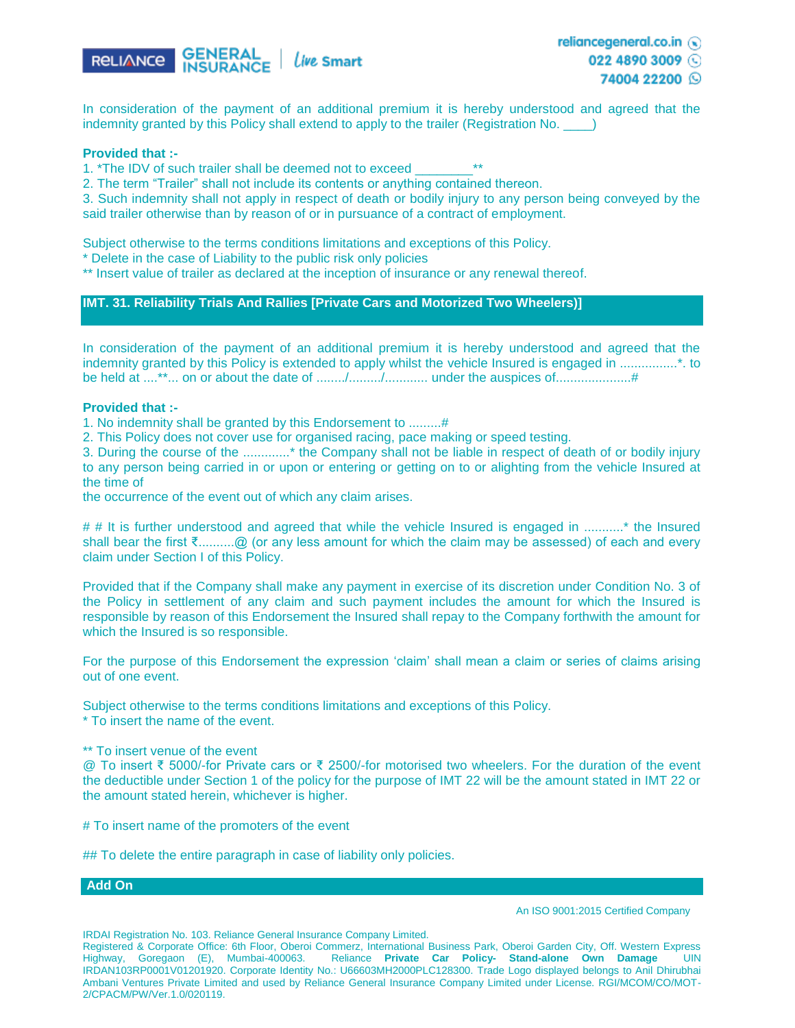In consideration of the payment of an additional premium it is hereby understood and agreed that the indemnity granted by this Policy shall extend to apply to the trailer (Registration No. ____)

**Provided that :-**

1. *The IDV of such trailer shall be deemed not to exceed ________**
2. The term "Trailer" shall not include its contents or anything contained thereon.
3. Such indemnity shall not apply in respect of death or bodily injury to any person being conveyed by the said trailer otherwise than by reason of or in pursuance of a contract of employment.

Subject otherwise to the terms conditions limitations and exceptions of this Policy.

\* Delete in the case of Liability to the public risk only policies

** Insert value of trailer as declared at the inception of insurance or any renewal thereof.

## IMT. 31. Reliability Trials And Rallies [Private Cars and Motorized Two Wheelers)]

In consideration of the payment of an additional premium it is hereby understood and agreed that the indemnity granted by this Policy is extended to apply whilst the vehicle Insured is engaged in ................*. to be held at ....**... on or about the date of ......../........./............ under the auspices of.....................#

**Provided that :-**

1. No indemnity shall be granted by this Endorsement to .........#
2. This Policy does not cover use for organised racing, pace making or speed testing.
3. During the course of the .............* the Company shall not be liable in respect of death of or bodily injury to any person being carried in or upon or entering or getting on to or alighting from the vehicle Insured at the time of
the occurrence of the event out of which any claim arises.

# # It is further understood and agreed that while the vehicle Insured is engaged in ...........* the Insured shall bear the first ₹..........@ (or any less amount for which the claim may be assessed) of each and every claim under Section I of this Policy.

Provided that if the Company shall make any payment in exercise of its discretion under Condition No. 3 of the Policy in settlement of any claim and such payment includes the amount for which the Insured is responsible by reason of this Endorsement the Insured shall repay to the Company forthwith the amount for which the Insured is so responsible.

For the purpose of this Endorsement the expression 'claim' shall mean a claim or series of claims arising out of one event.

Subject otherwise to the terms conditions limitations and exceptions of this Policy.

\* To insert the name of the event.

** To insert venue of the event

@ To insert ₹ 5000/-for Private cars or ₹ 2500/-for motorised two wheelers. For the duration of the event the deductible under Section 1 of the policy for the purpose of IMT 22 will be the amount stated in IMT 22 or the amount stated herein, whichever is higher.

\# To insert name of the promoters of the event

\## To delete the entire paragraph in case of liability only policies.

## Add On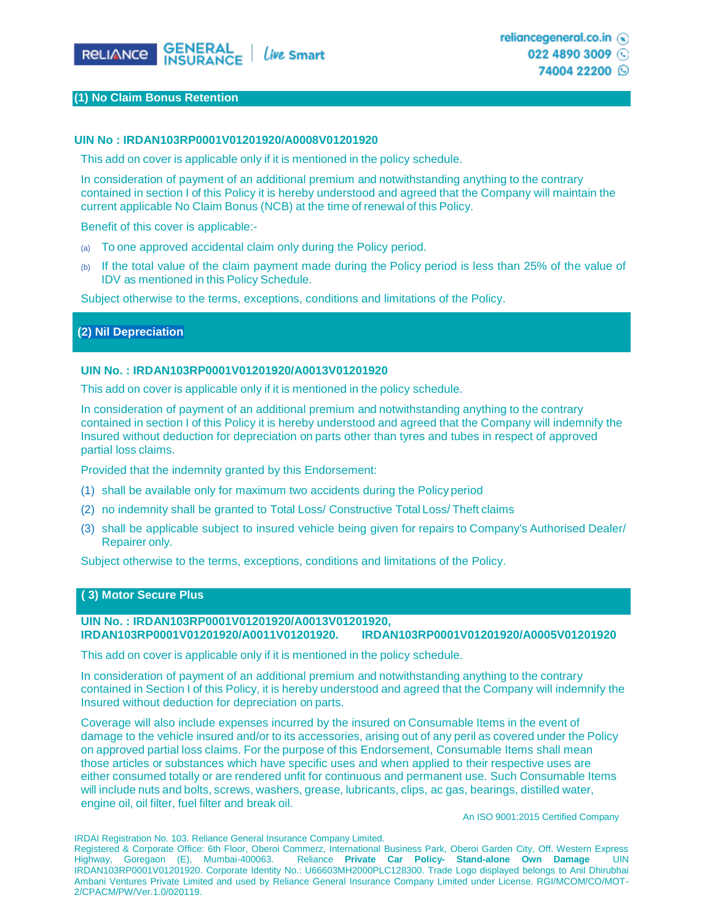## (1) No Claim Bonus Retention

**UIN No : IRDAN103RP0001V01201920/A0008V01201920**

This add on cover is applicable only if it is mentioned in the policy schedule.

In consideration of payment of an additional premium and notwithstanding anything to the contrary contained in section I of this Policy it is hereby understood and agreed that the Company will maintain the current applicable No Claim Bonus (NCB) at the time of renewal of this Policy.

Benefit of this cover is applicable:-

(a) To one approved accidental claim only during the Policy period.

(b) If the total value of the claim payment made during the Policy period is less than 25% of the value of IDV as mentioned in this Policy Schedule.

Subject otherwise to the terms, exceptions, conditions and limitations of the Policy.

## (2) Nil Depreciation

**UIN No. : IRDAN103RP0001V01201920/A0013V01201920**

This add on cover is applicable only if it is mentioned in the policy schedule.

In consideration of payment of an additional premium and notwithstanding anything to the contrary contained in section I of this Policy it is hereby understood and agreed that the Company will indemnify the Insured without deduction for depreciation on parts other than tyres and tubes in respect of approved partial loss claims.

Provided that the indemnity granted by this Endorsement:

(1) shall be available only for maximum two accidents during the Policy period

(2) no indemnity shall be granted to Total Loss/ Constructive Total Loss/ Theft claims

(3) shall be applicable subject to insured vehicle being given for repairs to Company's Authorised Dealer/ Repairer only.

Subject otherwise to the terms, exceptions, conditions and limitations of the Policy.

## ( 3) Motor Secure Plus

**UIN No. : IRDAN103RP0001V01201920/A0013V01201920, IRDAN103RP0001V01201920/A0011V01201920. IRDAN103RP0001V01201920/A0005V01201920**

This add on cover is applicable only if it is mentioned in the policy schedule.

In consideration of payment of an additional premium and notwithstanding anything to the contrary contained in Section I of this Policy, it is hereby understood and agreed that the Company will indemnify the Insured without deduction for depreciation on parts.

Coverage will also include expenses incurred by the insured on Consumable Items in the event of damage to the vehicle insured and/or to its accessories, arising out of any peril as covered under the Policy on approved partial loss claims. For the purpose of this Endorsement, Consumable Items shall mean those articles or substances which have specific uses and when applied to their respective uses are either consumed totally or are rendered unfit for continuous and permanent use. Such Consumable Items will include nuts and bolts, screws, washers, grease, lubricants, clips, ac gas, bearings, distilled water, engine oil, oil filter, fuel filter and break oil.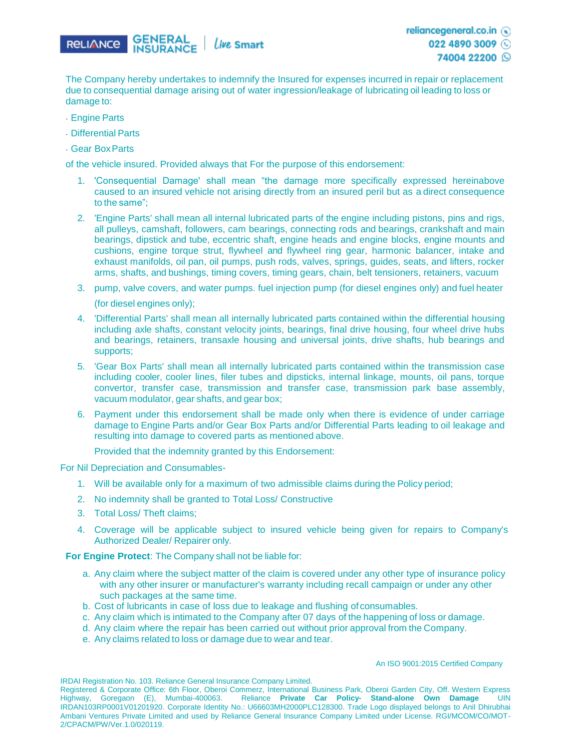The Company hereby undertakes to indemnify the Insured for expenses incurred in repair or replacement due to consequential damage arising out of water ingression/leakage of lubricating oil leading to loss or damage to:

- Engine Parts
- Differential Parts
- Gear Box Parts

of the vehicle insured. Provided always that For the purpose of this endorsement:

1. 'Consequential Damage' shall mean "the damage more specifically expressed hereinabove caused to an insured vehicle not arising directly from an insured peril but as a direct consequence to the same";
2. 'Engine Parts' shall mean all internal lubricated parts of the engine including pistons, pins and rigs, all pulleys, camshaft, followers, cam bearings, connecting rods and bearings, crankshaft and main bearings, dipstick and tube, eccentric shaft, engine heads and engine blocks, engine mounts and cushions, engine torque strut, flywheel and flywheel ring gear, harmonic balancer, intake and exhaust manifolds, oil pan, oil pumps, push rods, valves, springs, guides, seats, and lifters, rocker arms, shafts, and bushings, timing covers, timing gears, chain, belt tensioners, retainers, vacuum
3. pump, valve covers, and water pumps. fuel injection pump (for diesel engines only) and fuel heater (for diesel engines only);
4. 'Differential Parts' shall mean all internally lubricated parts contained within the differential housing including axle shafts, constant velocity joints, bearings, final drive housing, four wheel drive hubs and bearings, retainers, transaxle housing and universal joints, drive shafts, hub bearings and supports;
5. 'Gear Box Parts' shall mean all internally lubricated parts contained within the transmission case including cooler, cooler lines, filer tubes and dipsticks, internal linkage, mounts, oil pans, torque convertor, transfer case, transmission and transfer case, transmission park base assembly, vacuum modulator, gear shafts, and gear box;
6. Payment under this endorsement shall be made only when there is evidence of under carriage damage to Engine Parts and/or Gear Box Parts and/or Differential Parts leading to oil leakage and resulting into damage to covered parts as mentioned above.

   Provided that the indemnity granted by this Endorsement:

For Nil Depreciation and Consumables-

1. Will be available only for a maximum of two admissible claims during the Policy period;
2. No indemnity shall be granted to Total Loss/ Constructive
3. Total Loss/ Theft claims;
4. Coverage will be applicable subject to insured vehicle being given for repairs to Company's Authorized Dealer/ Repairer only.

**For Engine Protect**: The Company shall not be liable for:

a. Any claim where the subject matter of the claim is covered under any other type of insurance policy with any other insurer or manufacturer's warranty including recall campaign or under any other such packages at the same time.
b. Cost of lubricants in case of loss due to leakage and flushing of consumables.
c. Any claim which is intimated to the Company after 07 days of the happening of loss or damage.
d. Any claim where the repair has been carried out without prior approval from the Company.
e. Any claims related to loss or damage due to wear and tear.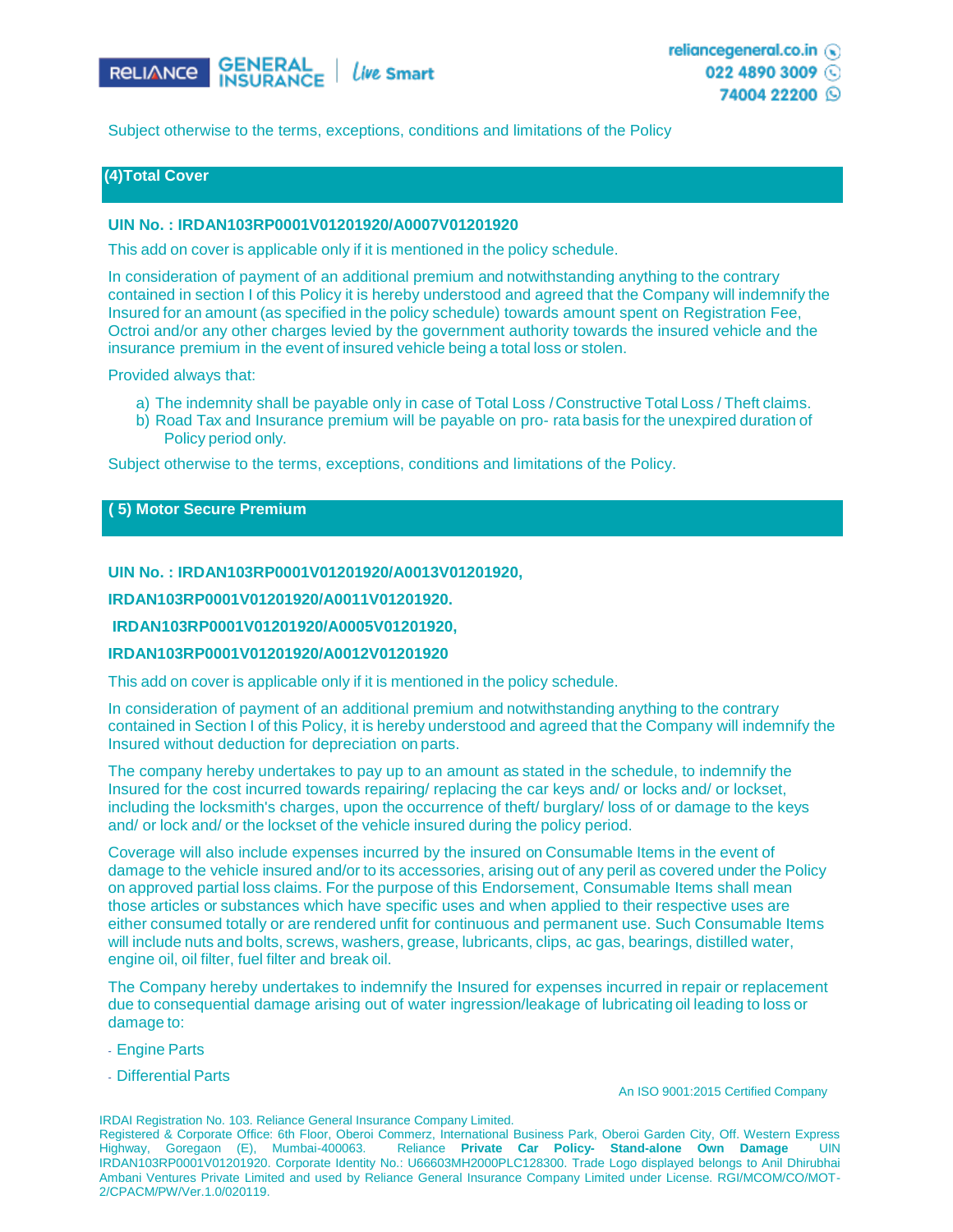Subject otherwise to the terms, exceptions, conditions and limitations of the Policy

## (4)Total Cover

**UIN No. : IRDAN103RP0001V01201920/A0007V01201920**

This add on cover is applicable only if it is mentioned in the policy schedule.

In consideration of payment of an additional premium and notwithstanding anything to the contrary contained in section I of this Policy it is hereby understood and agreed that the Company will indemnify the Insured for an amount (as specified in the policy schedule) towards amount spent on Registration Fee, Octroi and/or any other charges levied by the government authority towards the insured vehicle and the insurance premium in the event of insured vehicle being a total loss or stolen.

Provided always that:

a) The indemnity shall be payable only in case of Total Loss / Constructive Total Loss / Theft claims.
b) Road Tax and Insurance premium will be payable on pro- rata basis for the unexpired duration of Policy period only.

Subject otherwise to the terms, exceptions, conditions and limitations of the Policy.

## ( 5) Motor Secure Premium

**UIN No. : IRDAN103RP0001V01201920/A0013V01201920,**

**IRDAN103RP0001V01201920/A0011V01201920.**

**IRDAN103RP0001V01201920/A0005V01201920,**

**IRDAN103RP0001V01201920/A0012V01201920**

This add on cover is applicable only if it is mentioned in the policy schedule.

In consideration of payment of an additional premium and notwithstanding anything to the contrary contained in Section I of this Policy, it is hereby understood and agreed that the Company will indemnify the Insured without deduction for depreciation on parts.

The company hereby undertakes to pay up to an amount as stated in the schedule, to indemnify the Insured for the cost incurred towards repairing/ replacing the car keys and/ or locks and/ or lockset, including the locksmith's charges, upon the occurrence of theft/ burglary/ loss of or damage to the keys and/ or lock and/ or the lockset of the vehicle insured during the policy period.

Coverage will also include expenses incurred by the insured on Consumable Items in the event of damage to the vehicle insured and/or to its accessories, arising out of any peril as covered under the Policy on approved partial loss claims. For the purpose of this Endorsement, Consumable Items shall mean those articles or substances which have specific uses and when applied to their respective uses are either consumed totally or are rendered unfit for continuous and permanent use. Such Consumable Items will include nuts and bolts, screws, washers, grease, lubricants, clips, ac gas, bearings, distilled water, engine oil, oil filter, fuel filter and break oil.

The Company hereby undertakes to indemnify the Insured for expenses incurred in repair or replacement due to consequential damage arising out of water ingression/leakage of lubricating oil leading to loss or damage to:

- Engine Parts
- Differential Parts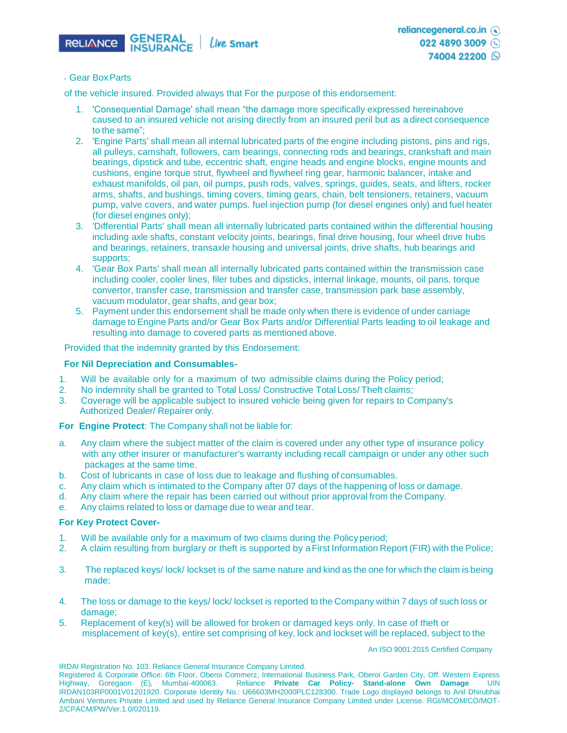- Gear Box Parts

of the vehicle insured. Provided always that For the purpose of this endorsement:

1. 'Consequential Damage' shall mean "the damage more specifically expressed hereinabove caused to an insured vehicle not arising directly from an insured peril but as a direct consequence to the same";
2. 'Engine Parts' shall mean all internal lubricated parts of the engine including pistons, pins and rigs, all pulleys, camshaft, followers, cam bearings, connecting rods and bearings, crankshaft and main bearings, dipstick and tube, eccentric shaft, engine heads and engine blocks, engine mounts and cushions, engine torque strut, flywheel and flywheel ring gear, harmonic balancer, intake and exhaust manifolds, oil pan, oil pumps, push rods, valves, springs, guides, seats, and lifters, rocker arms, shafts, and bushings, timing covers, timing gears, chain, belt tensioners, retainers, vacuum pump, valve covers, and water pumps. fuel injection pump (for diesel engines only) and fuel heater (for diesel engines only);
3. 'Differential Parts' shall mean all internally lubricated parts contained within the differential housing including axle shafts, constant velocity joints, bearings, final drive housing, four wheel drive hubs and bearings, retainers, transaxle housing and universal joints, drive shafts, hub bearings and supports;
4. 'Gear Box Parts' shall mean all internally lubricated parts contained within the transmission case including cooler, cooler lines, filer tubes and dipsticks, internal linkage, mounts, oil pans, torque convertor, transfer case, transmission and transfer case, transmission park base assembly, vacuum modulator, gear shafts, and gear box;
5. Payment under this endorsement shall be made only when there is evidence of under carriage damage to Engine Parts and/or Gear Box Parts and/or Differential Parts leading to oil leakage and resulting into damage to covered parts as mentioned above.

Provided that the indemnity granted by this Endorsement:

**For Nil Depreciation and Consumables-**

1. Will be available only for a maximum of two admissible claims during the Policy period;
2. No indemnity shall be granted to Total Loss/ Constructive Total Loss/ Theft claims;
3. Coverage will be applicable subject to insured vehicle being given for repairs to Company's Authorized Dealer/ Repairer only.

**For Engine Protect**: The Company shall not be liable for:

a. Any claim where the subject matter of the claim is covered under any other type of insurance policy with any other insurer or manufacturer's warranty including recall campaign or under any other such packages at the same time.
b. Cost of lubricants in case of loss due to leakage and flushing of consumables.
c. Any claim which is intimated to the Company after 07 days of the happening of loss or damage.
d. Any claim where the repair has been carried out without prior approval from the Company.
e. Any claims related to loss or damage due to wear and tear.

**For Key Protect Cover-**

1. Will be available only for a maximum of two claims during the Policy period;
2. A claim resulting from burglary or theft is supported by a First Information Report (FIR) with the Police;
3. The replaced keys/ lock/ lockset is of the same nature and kind as the one for which the claim is being made;
4. The loss or damage to the keys/ lock/ lockset is reported to the Company within 7 days of such loss or damage;
5. Replacement of key(s) will be allowed for broken or damaged keys only. In case of theft or misplacement of key(s), entire set comprising of key, lock and lockset will be replaced, subject to the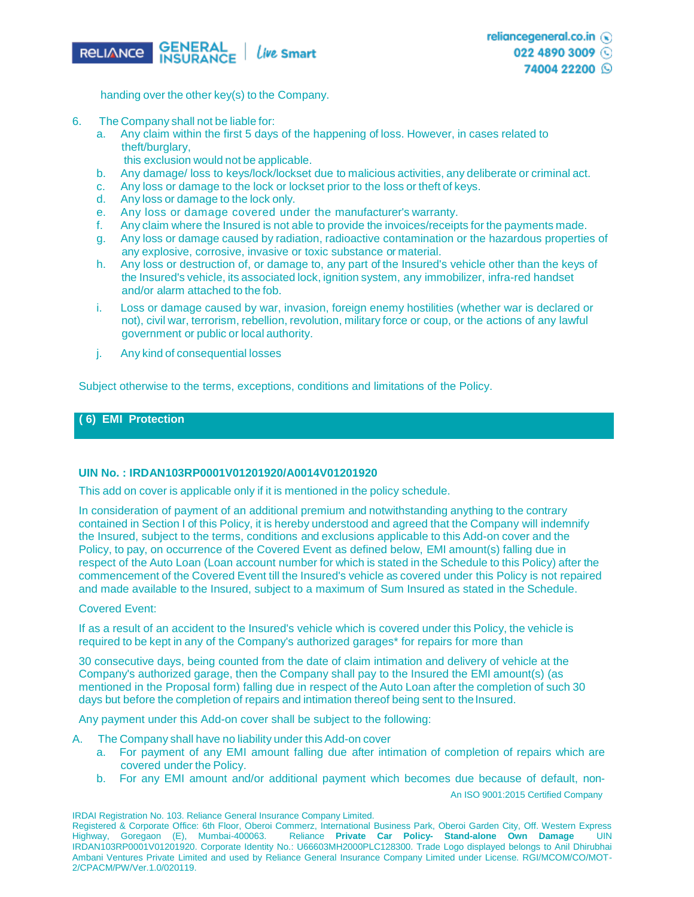handing over the other key(s) to the Company.

6. The Company shall not be liable for:
    a. Any claim within the first 5 days of the happening of loss. However, in cases related to theft/burglary, this exclusion would not be applicable.
    b. Any damage/ loss to keys/lock/lockset due to malicious activities, any deliberate or criminal act.
    c. Any loss or damage to the lock or lockset prior to the loss or theft of keys.
    d. Any loss or damage to the lock only.
    e. Any loss or damage covered under the manufacturer's warranty.
    f. Any claim where the Insured is not able to provide the invoices/receipts for the payments made.
    g. Any loss or damage caused by radiation, radioactive contamination or the hazardous properties of any explosive, corrosive, invasive or toxic substance or material.
    h. Any loss or destruction of, or damage to, any part of the Insured's vehicle other than the keys of the Insured's vehicle, its associated lock, ignition system, any immobilizer, infra-red handset and/or alarm attached to the fob.
    i. Loss or damage caused by war, invasion, foreign enemy hostilities (whether war is declared or not), civil war, terrorism, rebellion, revolution, military force or coup, or the actions of any lawful government or public or local authority.
    j. Any kind of consequential losses

Subject otherwise to the terms, exceptions, conditions and limitations of the Policy.

## ( 6) EMI Protection

**UIN No. : IRDAN103RP0001V01201920/A0014V01201920**

This add on cover is applicable only if it is mentioned in the policy schedule.

In consideration of payment of an additional premium and notwithstanding anything to the contrary contained in Section I of this Policy, it is hereby understood and agreed that the Company will indemnify the Insured, subject to the terms, conditions and exclusions applicable to this Add-on cover and the Policy, to pay, on occurrence of the Covered Event as defined below, EMI amount(s) falling due in respect of the Auto Loan (Loan account number for which is stated in the Schedule to this Policy) after the commencement of the Covered Event till the Insured's vehicle as covered under this Policy is not repaired and made available to the Insured, subject to a maximum of Sum Insured as stated in the Schedule.

Covered Event:

If as a result of an accident to the Insured's vehicle which is covered under this Policy, the vehicle is required to be kept in any of the Company's authorized garages* for repairs for more than

30 consecutive days, being counted from the date of claim intimation and delivery of vehicle at the Company's authorized garage, then the Company shall pay to the Insured the EMI amount(s) (as mentioned in the Proposal form) falling due in respect of the Auto Loan after the completion of such 30 days but before the completion of repairs and intimation thereof being sent to the Insured.

Any payment under this Add-on cover shall be subject to the following:

A. The Company shall have no liability under this Add-on cover
    a. For payment of any EMI amount falling due after intimation of completion of repairs which are covered under the Policy.
    b. For any EMI amount and/or additional payment which becomes due because of default, non-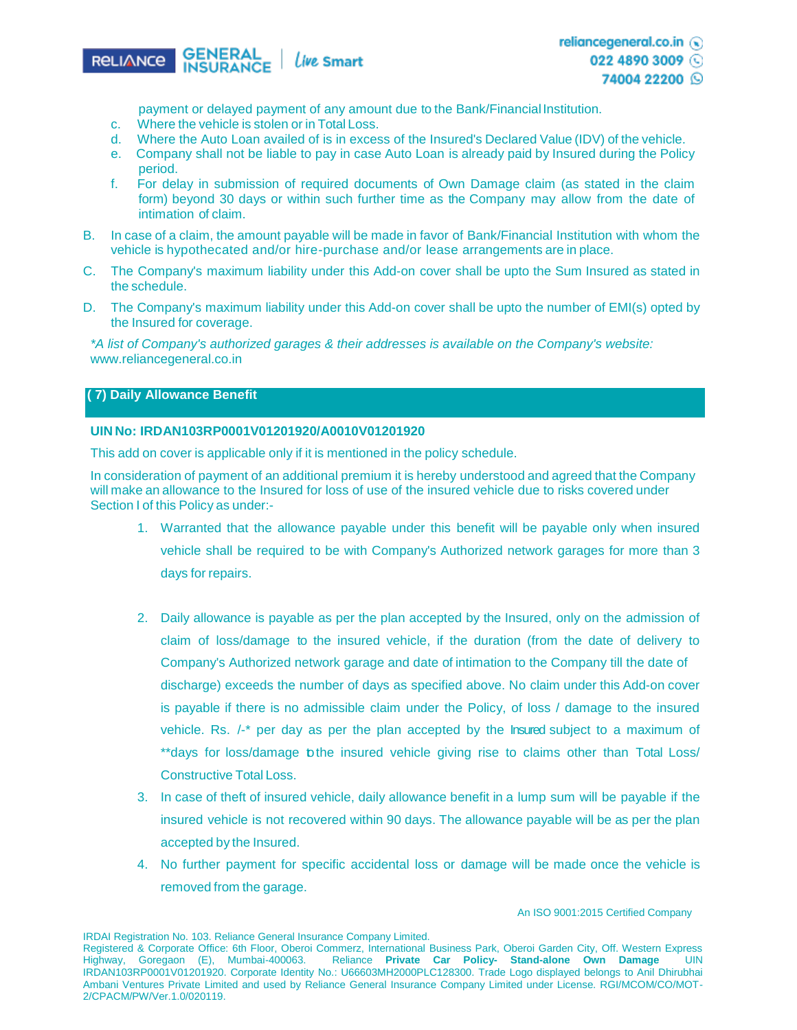payment or delayed payment of any amount due to the Bank/Financial Institution.

c. Where the vehicle is stolen or in Total Loss.

d. Where the Auto Loan availed of is in excess of the Insured's Declared Value (IDV) of the vehicle.

e. Company shall not be liable to pay in case Auto Loan is already paid by Insured during the Policy period.

f. For delay in submission of required documents of Own Damage claim (as stated in the claim form) beyond 30 days or within such further time as the Company may allow from the date of intimation of claim.

B. In case of a claim, the amount payable will be made in favor of Bank/Financial Institution with whom the vehicle is hypothecated and/or hire-purchase and/or lease arrangements are in place.

C. The Company's maximum liability under this Add-on cover shall be upto the Sum Insured as stated in the schedule.

D. The Company's maximum liability under this Add-on cover shall be upto the number of EMI(s) opted by the Insured for coverage.

*\*A list of Company's authorized garages & their addresses is available on the Company's website:* www.reliancegeneral.co.in

## ( 7) Daily Allowance Benefit

**UIN No: IRDAN103RP0001V01201920/A0010V01201920**

This add on cover is applicable only if it is mentioned in the policy schedule.

In consideration of payment of an additional premium it is hereby understood and agreed that the Company will make an allowance to the Insured for loss of use of the insured vehicle due to risks covered under Section I of this Policy as under:-

1. Warranted that the allowance payable under this benefit will be payable only when insured vehicle shall be required to be with Company's Authorized network garages for more than 3 days for repairs.

2. Daily allowance is payable as per the plan accepted by the Insured, only on the admission of claim of loss/damage to the insured vehicle, if the duration (from the date of delivery to Company's Authorized network garage and date of intimation to the Company till the date of discharge) exceeds the number of days as specified above. No claim under this Add-on cover is payable if there is no admissible claim under the Policy, of loss / damage to the insured vehicle. Rs. /-* per day as per the plan accepted by the Insured subject to a maximum of **days for loss/damage to the insured vehicle giving rise to claims other than Total Loss/ Constructive Total Loss.

3. In case of theft of insured vehicle, daily allowance benefit in a lump sum will be payable if the insured vehicle is not recovered within 90 days. The allowance payable will be as per the plan accepted by the Insured.

4. No further payment for specific accidental loss or damage will be made once the vehicle is removed from the garage.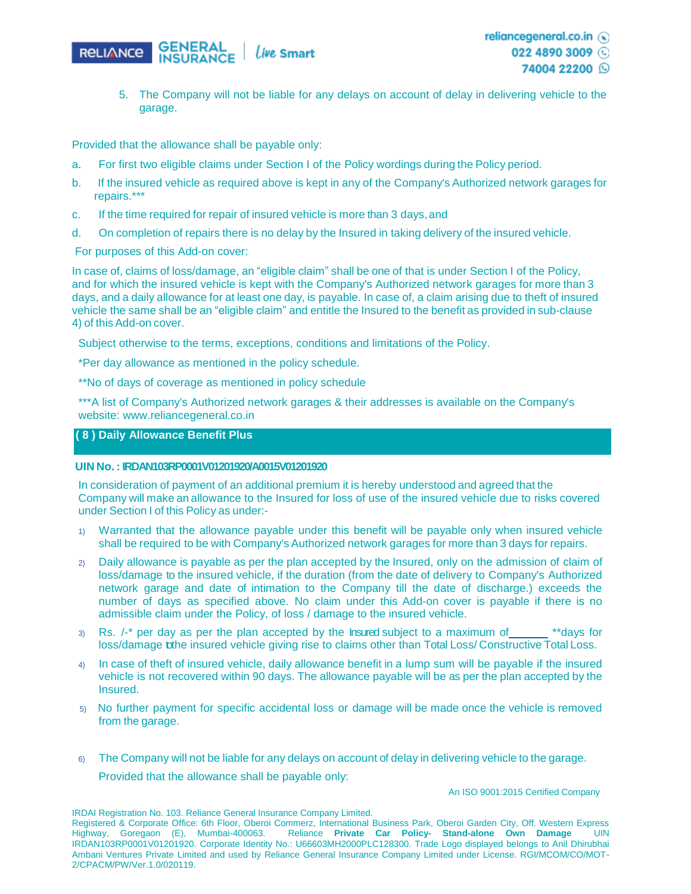5. The Company will not be liable for any delays on account of delay in delivering vehicle to the garage.

Provided that the allowance shall be payable only:

a. For first two eligible claims under Section I of the Policy wordings during the Policy period.

b. If the insured vehicle as required above is kept in any of the Company's Authorized network garages for repairs.***

c. If the time required for repair of insured vehicle is more than 3 days, and

d. On completion of repairs there is no delay by the Insured in taking delivery of the insured vehicle.

For purposes of this Add-on cover:

In case of, claims of loss/damage, an "eligible claim" shall be one of that is under Section I of the Policy, and for which the insured vehicle is kept with the Company's Authorized network garages for more than 3 days, and a daily allowance for at least one day, is payable. In case of, a claim arising due to theft of insured vehicle the same shall be an "eligible claim" and entitle the Insured to the benefit as provided in sub-clause 4) of this Add-on cover.

Subject otherwise to the terms, exceptions, conditions and limitations of the Policy.

*Per day allowance as mentioned in the policy schedule.

**No of days of coverage as mentioned in policy schedule

***A list of Company's Authorized network garages & their addresses is available on the Company's website: www.reliancegeneral.co.in

## ( 8 ) Daily Allowance Benefit Plus

**UIN No. : IRDAN103RP0001V01201920/A0015V01201920**

In consideration of payment of an additional premium it is hereby understood and agreed that the Company will make an allowance to the Insured for loss of use of the insured vehicle due to risks covered under Section I of this Policy as under:-

1) Warranted that the allowance payable under this benefit will be payable only when insured vehicle shall be required to be with Company's Authorized network garages for more than 3 days for repairs.

2) Daily allowance is payable as per the plan accepted by the Insured, only on the admission of claim of loss/damage to the insured vehicle, if the duration (from the date of delivery to Company's Authorized network garage and date of intimation to the Company till the date of discharge.) exceeds the number of days as specified above. No claim under this Add-on cover is payable if there is no admissible claim under the Policy, of loss / damage to the insured vehicle.

3) Rs. /-* per day as per the plan accepted by the Insured subject to a maximum of\_\_\_\_\_\_ **days for loss/damage tothe insured vehicle giving rise to claims other than Total Loss/ Constructive Total Loss.

4) In case of theft of insured vehicle, daily allowance benefit in a lump sum will be payable if the insured vehicle is not recovered within 90 days. The allowance payable will be as per the plan accepted by the Insured.

5) No further payment for specific accidental loss or damage will be made once the vehicle is removed from the garage.

6) The Company will not be liable for any delays on account of delay in delivering vehicle to the garage.

Provided that the allowance shall be payable only: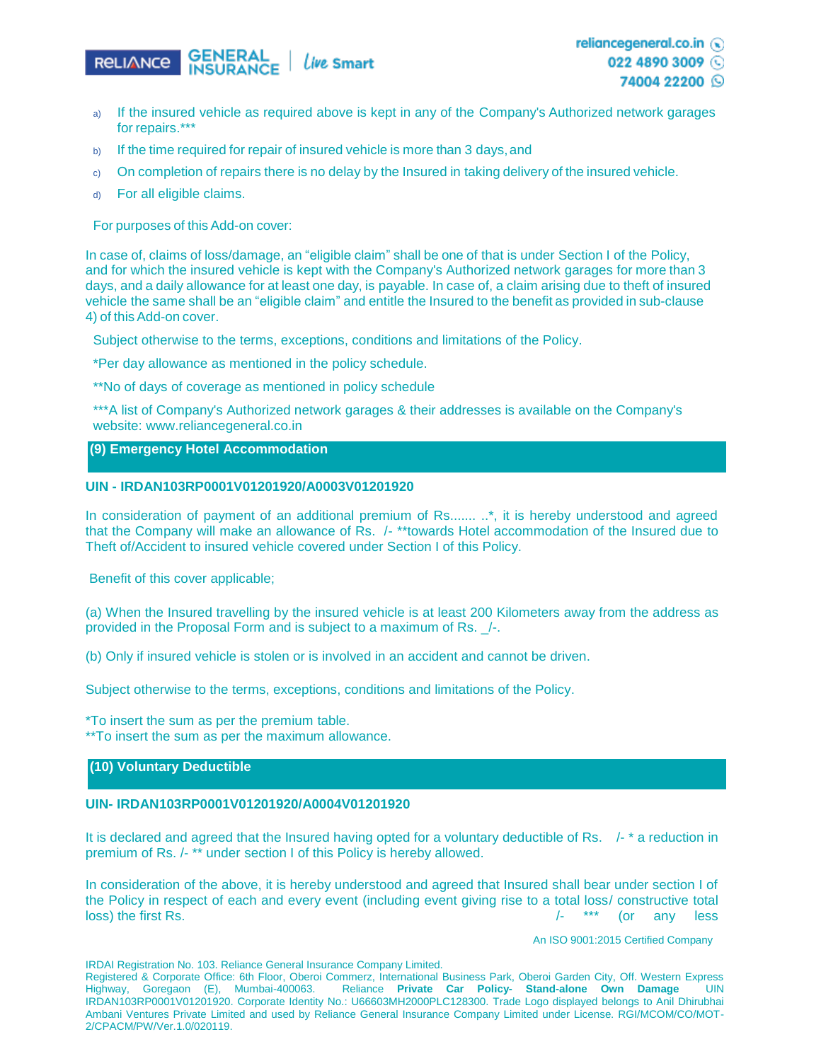a) If the insured vehicle as required above is kept in any of the Company's Authorized network garages for repairs.***

b) If the time required for repair of insured vehicle is more than 3 days, and

c) On completion of repairs there is no delay by the Insured in taking delivery of the insured vehicle.

d) For all eligible claims.

For purposes of this Add-on cover:

In case of, claims of loss/damage, an "eligible claim" shall be one of that is under Section I of the Policy, and for which the insured vehicle is kept with the Company's Authorized network garages for more than 3 days, and a daily allowance for at least one day, is payable. In case of, a claim arising due to theft of insured vehicle the same shall be an "eligible claim" and entitle the Insured to the benefit as provided in sub-clause 4) of this Add-on cover.

Subject otherwise to the terms, exceptions, conditions and limitations of the Policy.

*Per day allowance as mentioned in the policy schedule.

**No of days of coverage as mentioned in policy schedule

***A list of Company's Authorized network garages & their addresses is available on the Company's website: www.reliancegeneral.co.in

## (9) Emergency Hotel Accommodation

**UIN - IRDAN103RP0001V01201920/A0003V01201920**

In consideration of payment of an additional premium of Rs....... ..*, it is hereby understood and agreed that the Company will make an allowance of Rs. /- **towards Hotel accommodation of the Insured due to Theft of/Accident to insured vehicle covered under Section I of this Policy.

Benefit of this cover applicable;

(a) When the Insured travelling by the insured vehicle is at least 200 Kilometers away from the address as provided in the Proposal Form and is subject to a maximum of Rs. _/-.

(b) Only if insured vehicle is stolen or is involved in an accident and cannot be driven.

Subject otherwise to the terms, exceptions, conditions and limitations of the Policy.

*To insert the sum as per the premium table.
**To insert the sum as per the maximum allowance.

## (10) Voluntary Deductible

**UIN- IRDAN103RP0001V01201920/A0004V01201920**

It is declared and agreed that the Insured having opted for a voluntary deductible of Rs. /- * a reduction in premium of Rs. /- ** under section I of this Policy is hereby allowed.

In consideration of the above, it is hereby understood and agreed that Insured shall bear under section I of the Policy in respect of each and every event (including event giving rise to a total loss/ constructive total loss) the first Rs. /- *** (or any less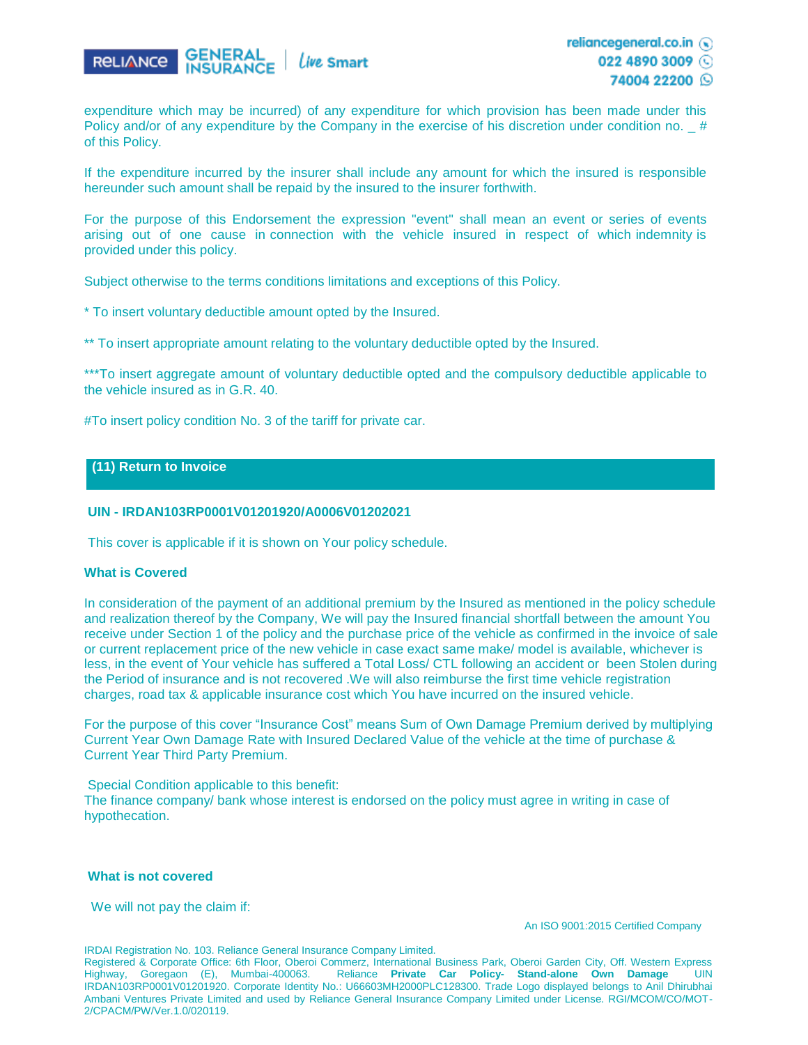expenditure which may be incurred) of any expenditure for which provision has been made under this Policy and/or of any expenditure by the Company in the exercise of his discretion under condition no. _ # of this Policy.

If the expenditure incurred by the insurer shall include any amount for which the insured is responsible hereunder such amount shall be repaid by the insured to the insurer forthwith.

For the purpose of this Endorsement the expression "event" shall mean an event or series of events arising out of one cause in connection with the vehicle insured in respect of which indemnity is provided under this policy.

Subject otherwise to the terms conditions limitations and exceptions of this Policy.

* To insert voluntary deductible amount opted by the Insured.

** To insert appropriate amount relating to the voluntary deductible opted by the Insured.

***To insert aggregate amount of voluntary deductible opted and the compulsory deductible applicable to the vehicle insured as in G.R. 40.

#To insert policy condition No. 3 of the tariff for private car.

## (11) Return to Invoice

**UIN - IRDAN103RP0001V01201920/A0006V01202021**

This cover is applicable if it is shown on Your policy schedule.

**What is Covered**

In consideration of the payment of an additional premium by the Insured as mentioned in the policy schedule and realization thereof by the Company, We will pay the Insured financial shortfall between the amount You receive under Section 1 of the policy and the purchase price of the vehicle as confirmed in the invoice of sale or current replacement price of the new vehicle in case exact same make/ model is available, whichever is less, in the event of Your vehicle has suffered a Total Loss/ CTL following an accident or been Stolen during the Period of insurance and is not recovered .We will also reimburse the first time vehicle registration charges, road tax & applicable insurance cost which You have incurred on the insured vehicle.

For the purpose of this cover "Insurance Cost" means Sum of Own Damage Premium derived by multiplying Current Year Own Damage Rate with Insured Declared Value of the vehicle at the time of purchase & Current Year Third Party Premium.

Special Condition applicable to this benefit:
The finance company/ bank whose interest is endorsed on the policy must agree in writing in case of hypothecation.

**What is not covered**

We will not pay the claim if: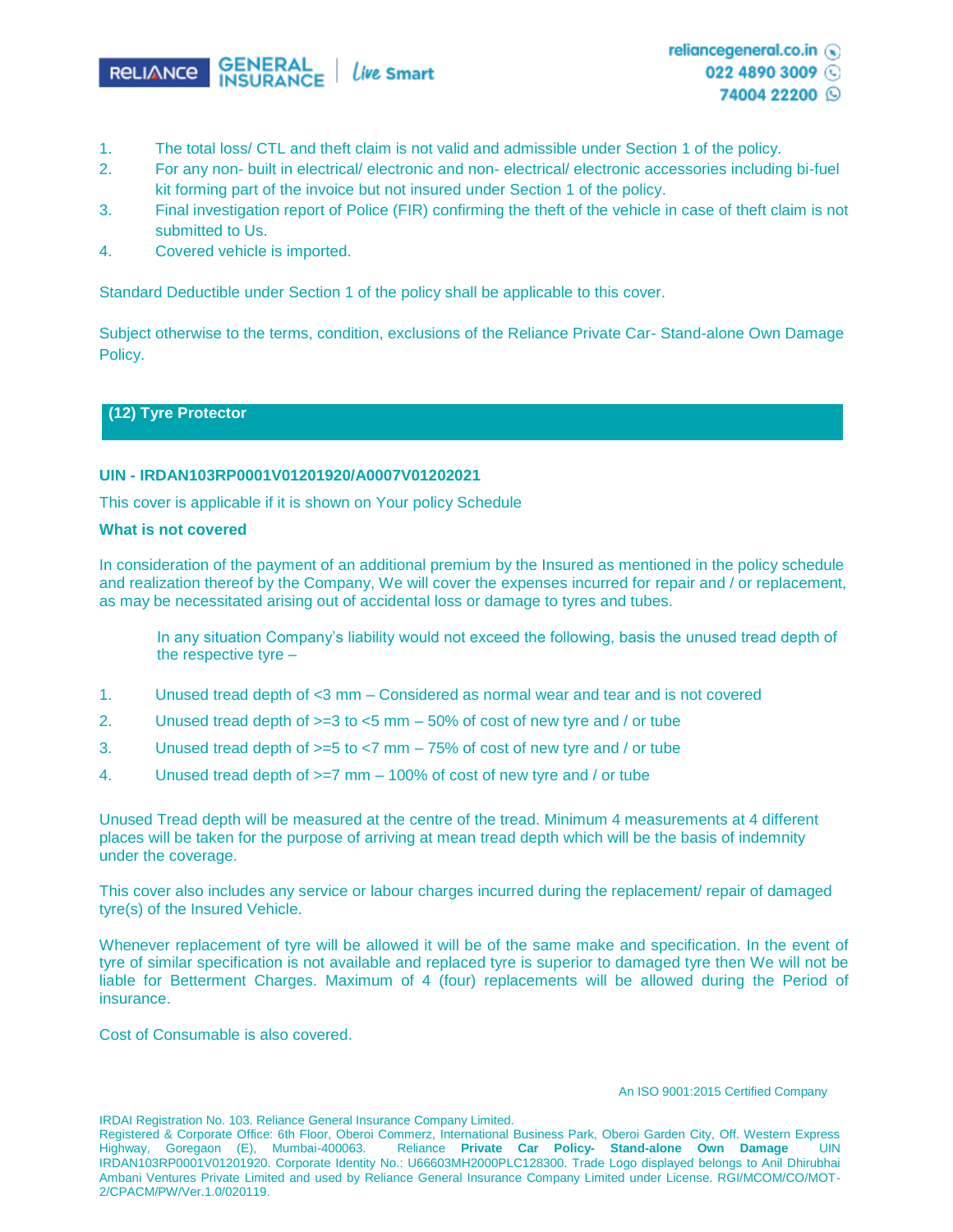1. The total loss/ CTL and theft claim is not valid and admissible under Section 1 of the policy.
2. For any non- built in electrical/ electronic and non- electrical/ electronic accessories including bi-fuel kit forming part of the invoice but not insured under Section 1 of the policy.
3. Final investigation report of Police (FIR) confirming the theft of the vehicle in case of theft claim is not submitted to Us.
4. Covered vehicle is imported.

Standard Deductible under Section 1 of the policy shall be applicable to this cover.

Subject otherwise to the terms, condition, exclusions of the Reliance Private Car- Stand-alone Own Damage Policy.

## (12) Tyre Protector

**UIN - IRDAN103RP0001V01201920/A0007V01202021**

This cover is applicable if it is shown on Your policy Schedule

**What is not covered**

In consideration of the payment of an additional premium by the Insured as mentioned in the policy schedule and realization thereof by the Company, We will cover the expenses incurred for repair and / or replacement, as may be necessitated arising out of accidental loss or damage to tyres and tubes.

In any situation Company's liability would not exceed the following, basis the unused tread depth of the respective tyre –

1. Unused tread depth of <3 mm – Considered as normal wear and tear and is not covered
2. Unused tread depth of >=3 to <5 mm – 50% of cost of new tyre and / or tube
3. Unused tread depth of >=5 to <7 mm – 75% of cost of new tyre and / or tube
4. Unused tread depth of >=7 mm – 100% of cost of new tyre and / or tube

Unused Tread depth will be measured at the centre of the tread. Minimum 4 measurements at 4 different places will be taken for the purpose of arriving at mean tread depth which will be the basis of indemnity under the coverage.

This cover also includes any service or labour charges incurred during the replacement/ repair of damaged tyre(s) of the Insured Vehicle.

Whenever replacement of tyre will be allowed it will be of the same make and specification. In the event of tyre of similar specification is not available and replaced tyre is superior to damaged tyre then We will not be liable for Betterment Charges. Maximum of 4 (four) replacements will be allowed during the Period of insurance.

Cost of Consumable is also covered.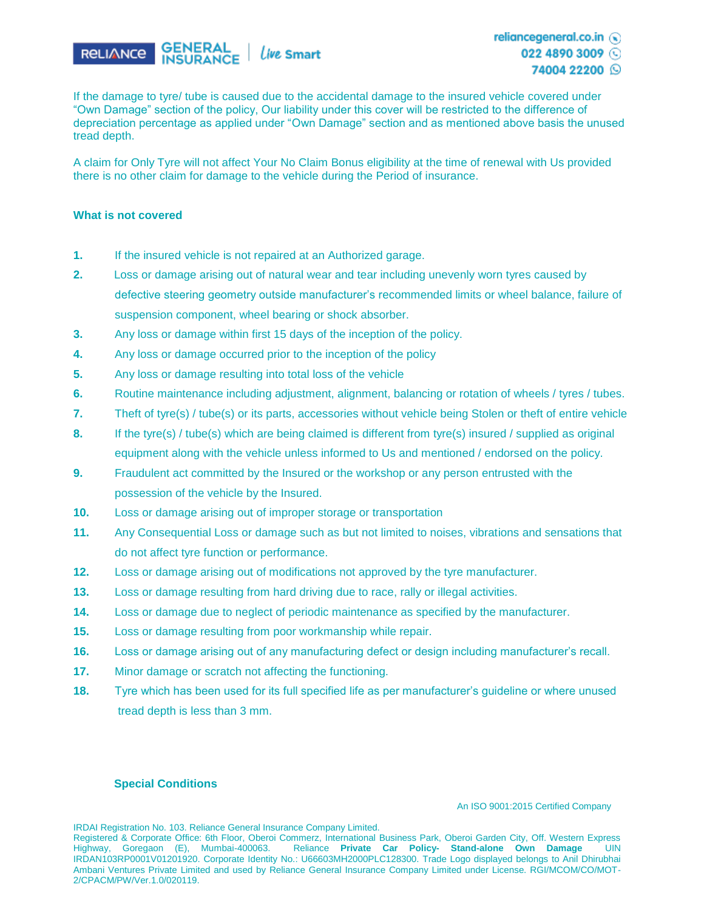If the damage to tyre/ tube is caused due to the accidental damage to the insured vehicle covered under "Own Damage" section of the policy, Our liability under this cover will be restricted to the difference of depreciation percentage as applied under "Own Damage" section and as mentioned above basis the unused tread depth.

A claim for Only Tyre will not affect Your No Claim Bonus eligibility at the time of renewal with Us provided there is no other claim for damage to the vehicle during the Period of insurance.

### What is not covered

1. If the insured vehicle is not repaired at an Authorized garage.
2. Loss or damage arising out of natural wear and tear including unevenly worn tyres caused by defective steering geometry outside manufacturer's recommended limits or wheel balance, failure of suspension component, wheel bearing or shock absorber.
3. Any loss or damage within first 15 days of the inception of the policy.
4. Any loss or damage occurred prior to the inception of the policy
5. Any loss or damage resulting into total loss of the vehicle
6. Routine maintenance including adjustment, alignment, balancing or rotation of wheels / tyres / tubes.
7. Theft of tyre(s) / tube(s) or its parts, accessories without vehicle being Stolen or theft of entire vehicle
8. If the tyre(s) / tube(s) which are being claimed is different from tyre(s) insured / supplied as original equipment along with the vehicle unless informed to Us and mentioned / endorsed on the policy.
9. Fraudulent act committed by the Insured or the workshop or any person entrusted with the possession of the vehicle by the Insured.
10. Loss or damage arising out of improper storage or transportation
11. Any Consequential Loss or damage such as but not limited to noises, vibrations and sensations that do not affect tyre function or performance.
12. Loss or damage arising out of modifications not approved by the tyre manufacturer.
13. Loss or damage resulting from hard driving due to race, rally or illegal activities.
14. Loss or damage due to neglect of periodic maintenance as specified by the manufacturer.
15. Loss or damage resulting from poor workmanship while repair.
16. Loss or damage arising out of any manufacturing defect or design including manufacturer's recall.
17. Minor damage or scratch not affecting the functioning.
18. Tyre which has been used for its full specified life as per manufacturer's guideline or where unused tread depth is less than 3 mm.

### Special Conditions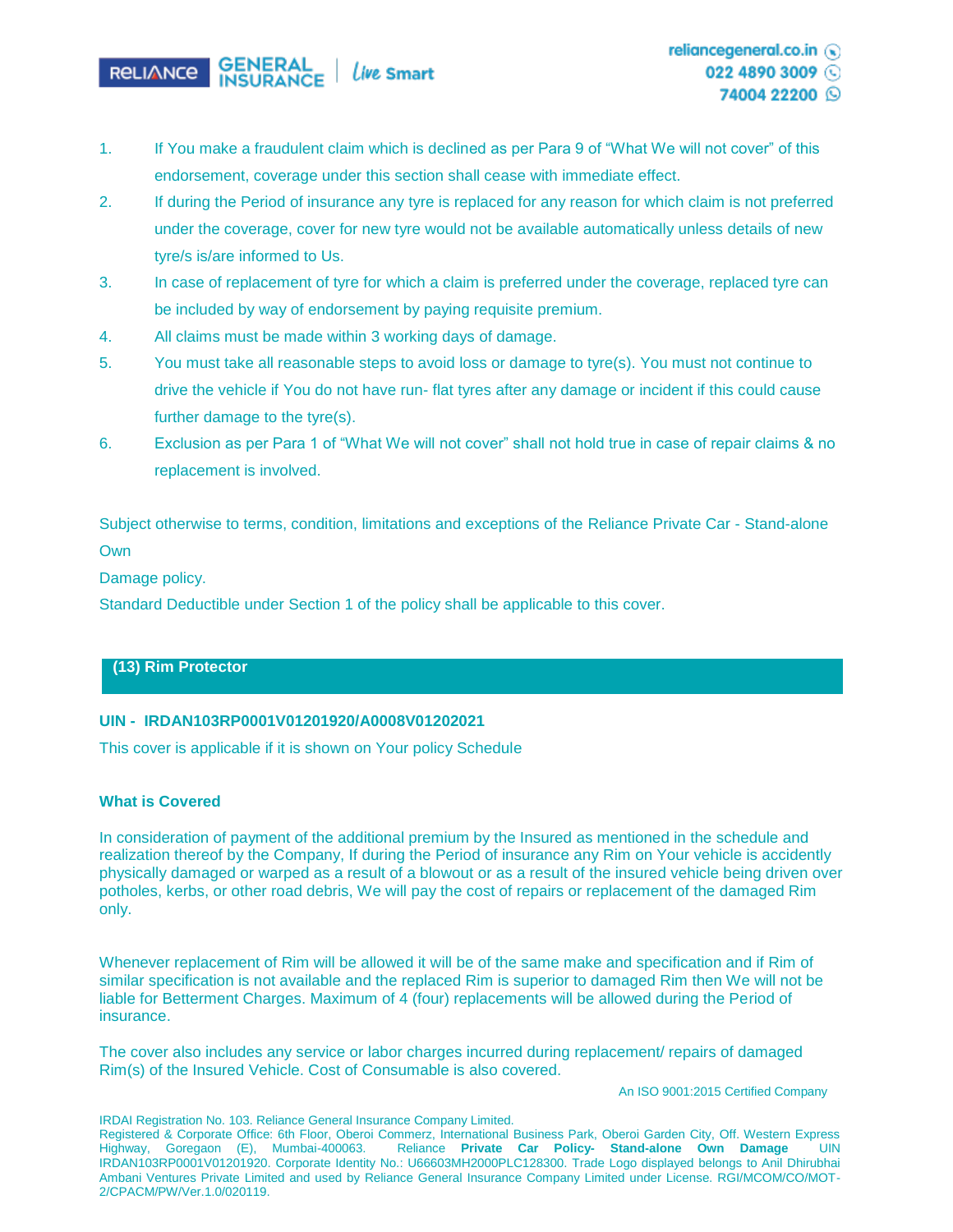1. If You make a fraudulent claim which is declined as per Para 9 of "What We will not cover" of this endorsement, coverage under this section shall cease with immediate effect.
2. If during the Period of insurance any tyre is replaced for any reason for which claim is not preferred under the coverage, cover for new tyre would not be available automatically unless details of new tyre/s is/are informed to Us.
3. In case of replacement of tyre for which a claim is preferred under the coverage, replaced tyre can be included by way of endorsement by paying requisite premium.
4. All claims must be made within 3 working days of damage.
5. You must take all reasonable steps to avoid loss or damage to tyre(s). You must not continue to drive the vehicle if You do not have run- flat tyres after any damage or incident if this could cause further damage to the tyre(s).
6. Exclusion as per Para 1 of "What We will not cover" shall not hold true in case of repair claims & no replacement is involved.

Subject otherwise to terms, condition, limitations and exceptions of the Reliance Private Car - Stand-alone Own

Damage policy.

Standard Deductible under Section 1 of the policy shall be applicable to this cover.

## (13) Rim Protector

**UIN - IRDAN103RP0001V01201920/A0008V01202021**

This cover is applicable if it is shown on Your policy Schedule

**What is Covered**

In consideration of payment of the additional premium by the Insured as mentioned in the schedule and realization thereof by the Company, If during the Period of insurance any Rim on Your vehicle is accidently physically damaged or warped as a result of a blowout or as a result of the insured vehicle being driven over potholes, kerbs, or other road debris, We will pay the cost of repairs or replacement of the damaged Rim only.

Whenever replacement of Rim will be allowed it will be of the same make and specification and if Rim of similar specification is not available and the replaced Rim is superior to damaged Rim then We will not be liable for Betterment Charges. Maximum of 4 (four) replacements will be allowed during the Period of insurance.

The cover also includes any service or labor charges incurred during replacement/ repairs of damaged Rim(s) of the Insured Vehicle. Cost of Consumable is also covered.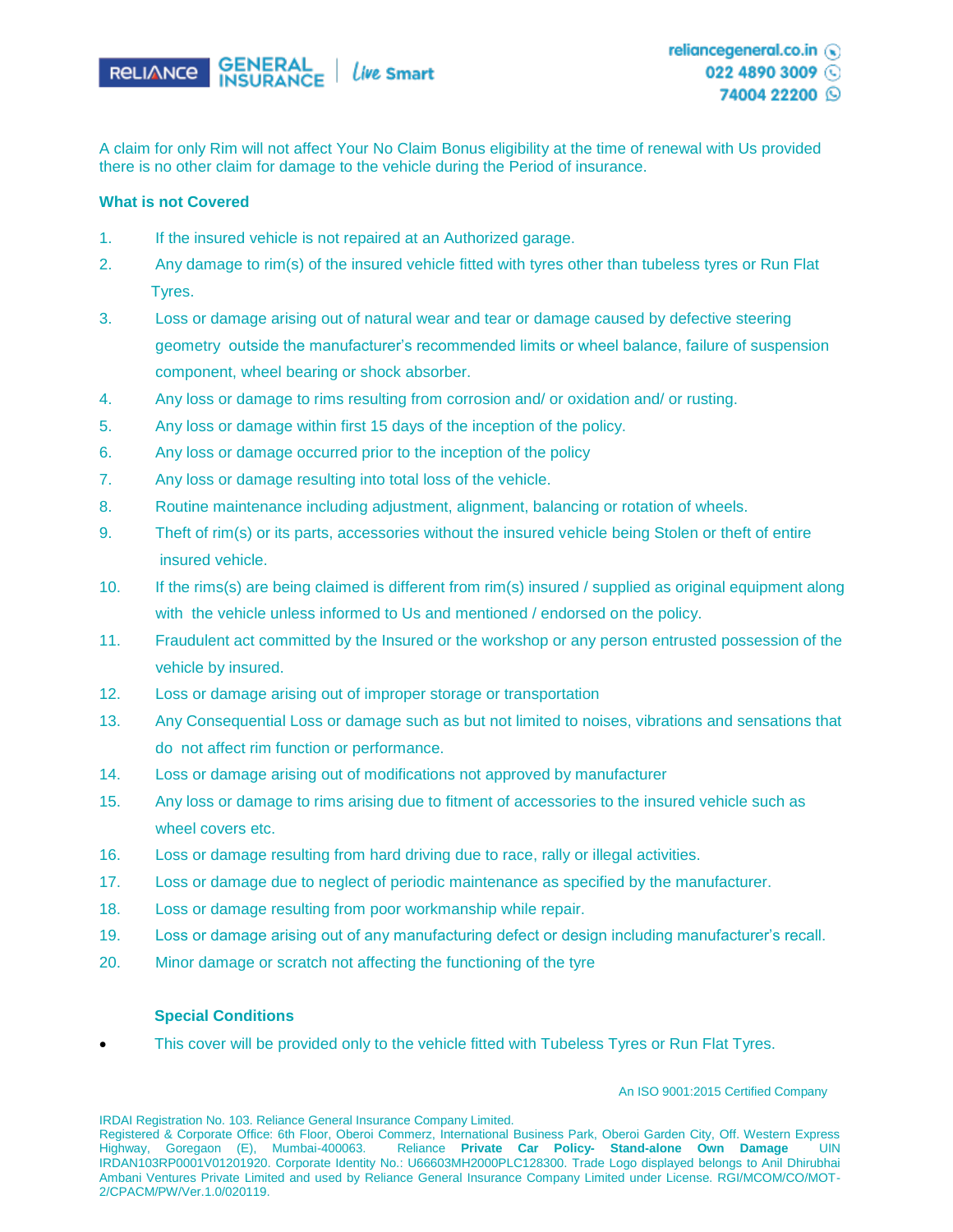A claim for only Rim will not affect Your No Claim Bonus eligibility at the time of renewal with Us provided there is no other claim for damage to the vehicle during the Period of insurance.

**What is not Covered**

1. If the insured vehicle is not repaired at an Authorized garage.
2. Any damage to rim(s) of the insured vehicle fitted with tyres other than tubeless tyres or Run Flat Tyres.
3. Loss or damage arising out of natural wear and tear or damage caused by defective steering geometry outside the manufacturer's recommended limits or wheel balance, failure of suspension component, wheel bearing or shock absorber.
4. Any loss or damage to rims resulting from corrosion and/ or oxidation and/ or rusting.
5. Any loss or damage within first 15 days of the inception of the policy.
6. Any loss or damage occurred prior to the inception of the policy
7. Any loss or damage resulting into total loss of the vehicle.
8. Routine maintenance including adjustment, alignment, balancing or rotation of wheels.
9. Theft of rim(s) or its parts, accessories without the insured vehicle being Stolen or theft of entire insured vehicle.
10. If the rims(s) are being claimed is different from rim(s) insured / supplied as original equipment along with the vehicle unless informed to Us and mentioned / endorsed on the policy.
11. Fraudulent act committed by the Insured or the workshop or any person entrusted possession of the vehicle by insured.
12. Loss or damage arising out of improper storage or transportation
13. Any Consequential Loss or damage such as but not limited to noises, vibrations and sensations that do not affect rim function or performance.
14. Loss or damage arising out of modifications not approved by manufacturer
15. Any loss or damage to rims arising due to fitment of accessories to the insured vehicle such as wheel covers etc.
16. Loss or damage resulting from hard driving due to race, rally or illegal activities.
17. Loss or damage due to neglect of periodic maintenance as specified by the manufacturer.
18. Loss or damage resulting from poor workmanship while repair.
19. Loss or damage arising out of any manufacturing defect or design including manufacturer's recall.
20. Minor damage or scratch not affecting the functioning of the tyre

**Special Conditions**

- This cover will be provided only to the vehicle fitted with Tubeless Tyres or Run Flat Tyres.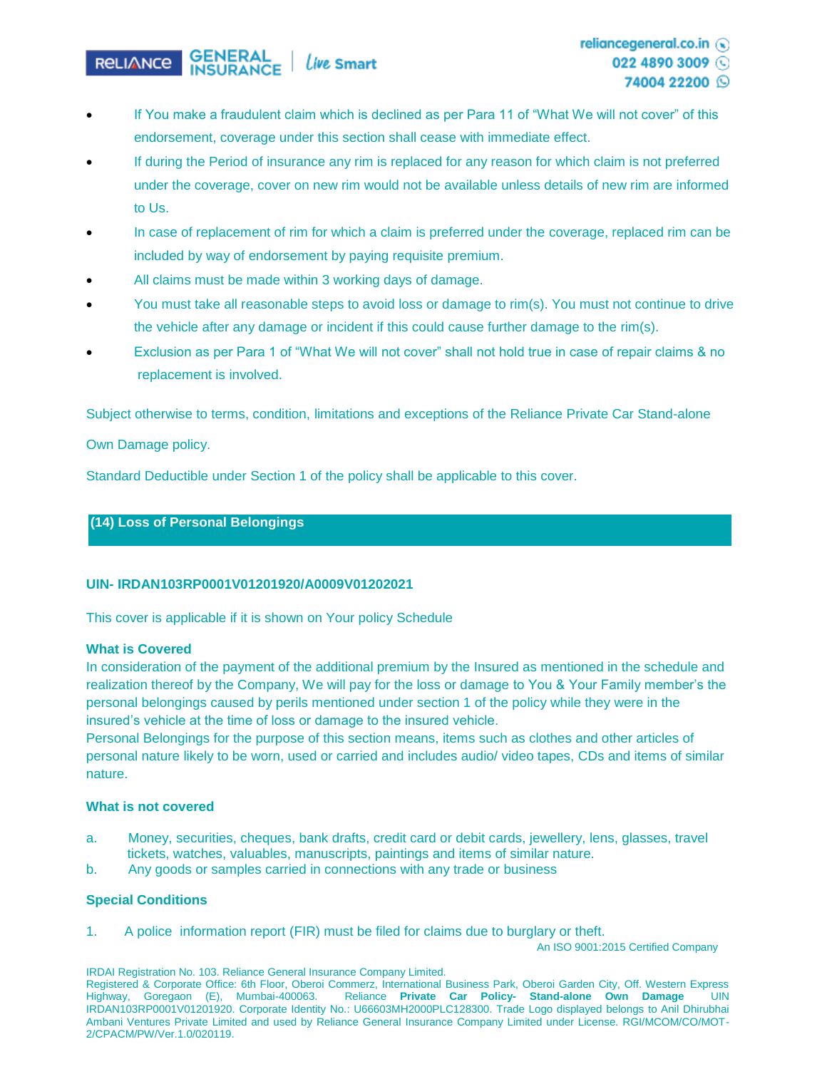- If You make a fraudulent claim which is declined as per Para 11 of "What We will not cover" of this endorsement, coverage under this section shall cease with immediate effect.
- If during the Period of insurance any rim is replaced for any reason for which claim is not preferred under the coverage, cover on new rim would not be available unless details of new rim are informed to Us.
- In case of replacement of rim for which a claim is preferred under the coverage, replaced rim can be included by way of endorsement by paying requisite premium.
- All claims must be made within 3 working days of damage.
- You must take all reasonable steps to avoid loss or damage to rim(s). You must not continue to drive the vehicle after any damage or incident if this could cause further damage to the rim(s).
- Exclusion as per Para 1 of "What We will not cover" shall not hold true in case of repair claims & no replacement is involved.

Subject otherwise to terms, condition, limitations and exceptions of the Reliance Private Car Stand-alone Own Damage policy.

Standard Deductible under Section 1 of the policy shall be applicable to this cover.

## (14) Loss of Personal Belongings

**UIN- IRDAN103RP0001V01201920/A0009V01202021**

This cover is applicable if it is shown on Your policy Schedule

**What is Covered**

In consideration of the payment of the additional premium by the Insured as mentioned in the schedule and realization thereof by the Company, We will pay for the loss or damage to You & Your Family member's the personal belongings caused by perils mentioned under section 1 of the policy while they were in the insured's vehicle at the time of loss or damage to the insured vehicle.

Personal Belongings for the purpose of this section means, items such as clothes and other articles of personal nature likely to be worn, used or carried and includes audio/ video tapes, CDs and items of similar nature.

**What is not covered**

a. Money, securities, cheques, bank drafts, credit card or debit cards, jewellery, lens, glasses, travel tickets, watches, valuables, manuscripts, paintings and items of similar nature.

b. Any goods or samples carried in connections with any trade or business

**Special Conditions**

1. A police information report (FIR) must be filed for claims due to burglary or theft.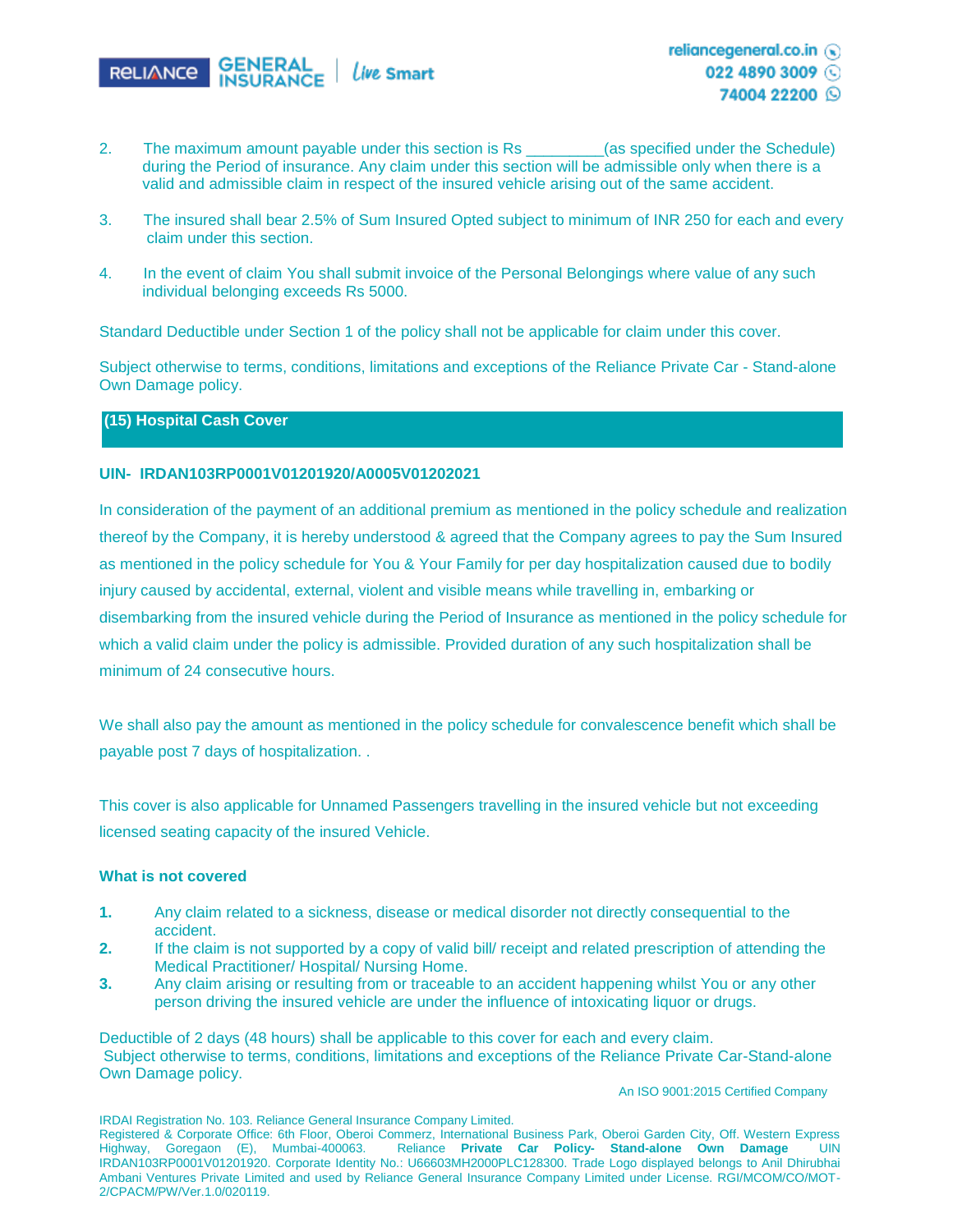2. The maximum amount payable under this section is Rs _________(as specified under the Schedule) during the Period of insurance. Any claim under this section will be admissible only when there is a valid and admissible claim in respect of the insured vehicle arising out of the same accident.

3. The insured shall bear 2.5% of Sum Insured Opted subject to minimum of INR 250 for each and every claim under this section.

4. In the event of claim You shall submit invoice of the Personal Belongings where value of any such individual belonging exceeds Rs 5000.

Standard Deductible under Section 1 of the policy shall not be applicable for claim under this cover.

Subject otherwise to terms, conditions, limitations and exceptions of the Reliance Private Car - Stand-alone Own Damage policy.

## (15) Hospital Cash Cover

**UIN- IRDAN103RP0001V01201920/A0005V01202021**

In consideration of the payment of an additional premium as mentioned in the policy schedule and realization thereof by the Company, it is hereby understood & agreed that the Company agrees to pay the Sum Insured as mentioned in the policy schedule for You & Your Family for per day hospitalization caused due to bodily injury caused by accidental, external, violent and visible means while travelling in, embarking or disembarking from the insured vehicle during the Period of Insurance as mentioned in the policy schedule for which a valid claim under the policy is admissible. Provided duration of any such hospitalization shall be minimum of 24 consecutive hours.

We shall also pay the amount as mentioned in the policy schedule for convalescence benefit which shall be payable post 7 days of hospitalization. .

This cover is also applicable for Unnamed Passengers travelling in the insured vehicle but not exceeding licensed seating capacity of the insured Vehicle.

**What is not covered**

1. Any claim related to a sickness, disease or medical disorder not directly consequential to the accident.
2. If the claim is not supported by a copy of valid bill/ receipt and related prescription of attending the Medical Practitioner/ Hospital/ Nursing Home.
3. Any claim arising or resulting from or traceable to an accident happening whilst You or any other person driving the insured vehicle are under the influence of intoxicating liquor or drugs.

Deductible of 2 days (48 hours) shall be applicable to this cover for each and every claim.
Subject otherwise to terms, conditions, limitations and exceptions of the Reliance Private Car-Stand-alone Own Damage policy.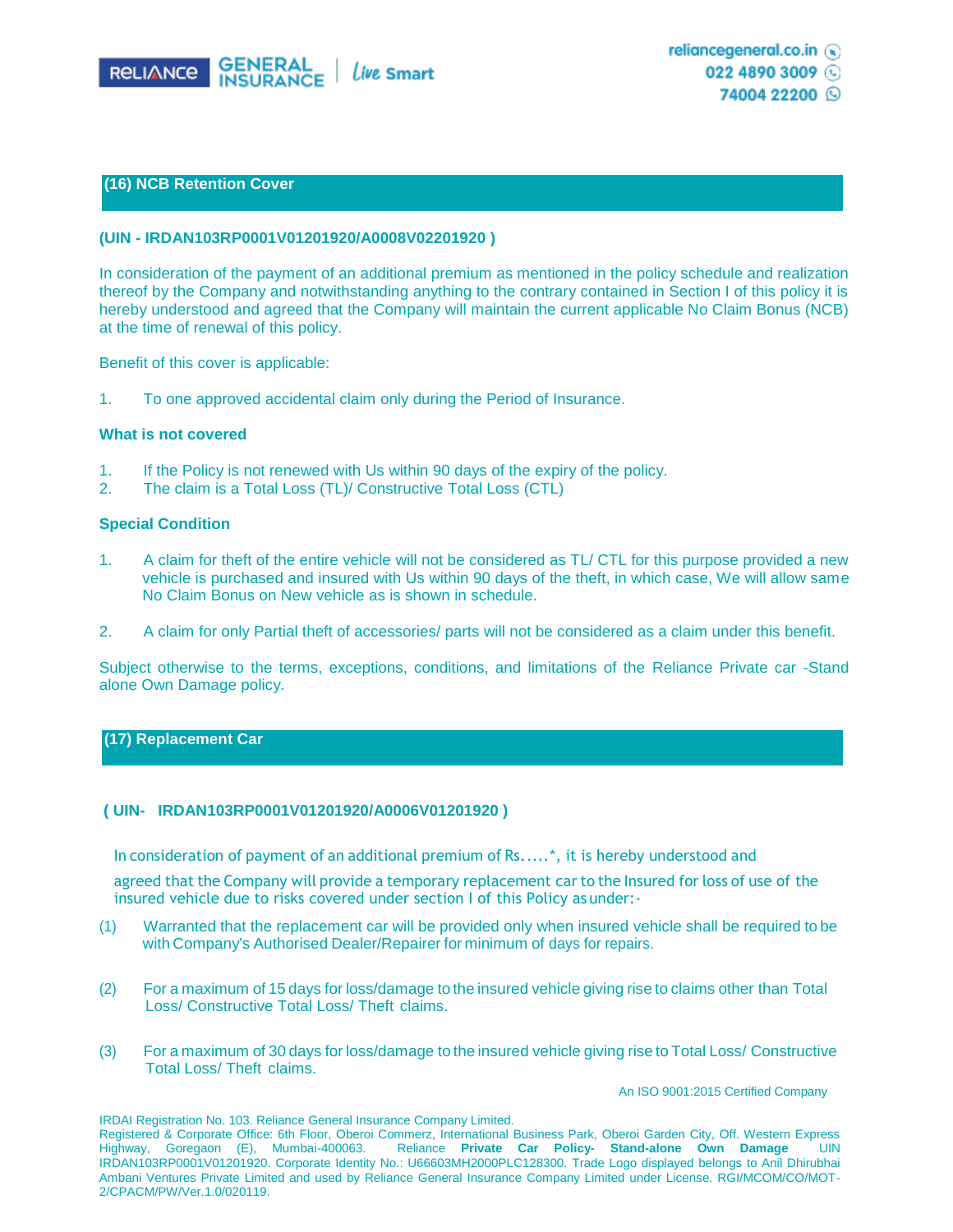## (16) NCB Retention Cover

**(UIN - IRDAN103RP0001V01201920/A0008V02201920 )**

In consideration of the payment of an additional premium as mentioned in the policy schedule and realization thereof by the Company and notwithstanding anything to the contrary contained in Section I of this policy it is hereby understood and agreed that the Company will maintain the current applicable No Claim Bonus (NCB) at the time of renewal of this policy.

Benefit of this cover is applicable:

1. To one approved accidental claim only during the Period of Insurance.

**What is not covered**

1. If the Policy is not renewed with Us within 90 days of the expiry of the policy.
2. The claim is a Total Loss (TL)/ Constructive Total Loss (CTL)

**Special Condition**

1. A claim for theft of the entire vehicle will not be considered as TL/ CTL for this purpose provided a new vehicle is purchased and insured with Us within 90 days of the theft, in which case, We will allow same No Claim Bonus on New vehicle as is shown in schedule.

2. A claim for only Partial theft of accessories/ parts will not be considered as a claim under this benefit.

Subject otherwise to the terms, exceptions, conditions, and limitations of the Reliance Private car -Stand alone Own Damage policy.

## (17) Replacement Car

**( UIN- IRDAN103RP0001V01201920/A0006V01201920 )**

In consideration of payment of an additional premium of Rs.....*, it is hereby understood and agreed that the Company will provide a temporary replacement car to the Insured for loss of use of the insured vehicle due to risks covered under section I of this Policy as under:-

(1) Warranted that the replacement car will be provided only when insured vehicle shall be required to be with Company's Authorised Dealer/Repairer for minimum of days for repairs.

(2) For a maximum of 15 days for loss/damage to the insured vehicle giving rise to claims other than Total Loss/ Constructive Total Loss/ Theft claims.

(3) For a maximum of 30 days for loss/damage to the insured vehicle giving rise to Total Loss/ Constructive Total Loss/ Theft claims.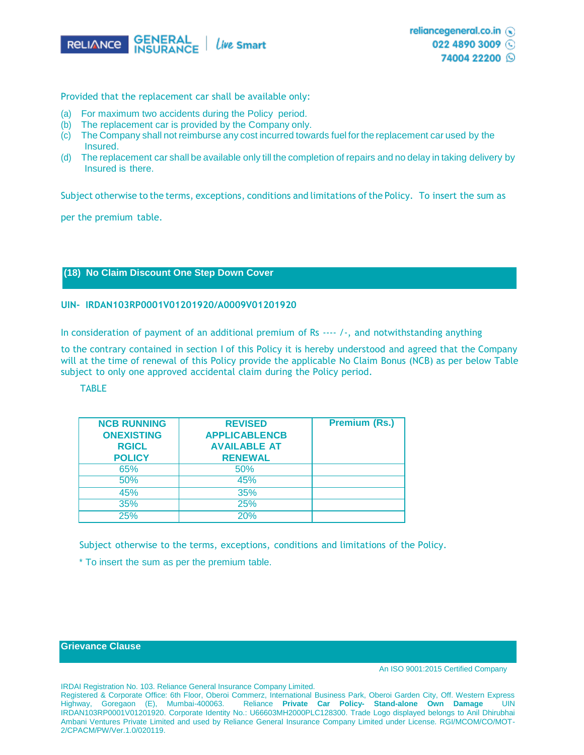Provided that the replacement car shall be available only:

(a) For maximum two accidents during the Policy period.
(b) The replacement car is provided by the Company only.
(c) The Company shall not reimburse any cost incurred towards fuel for the replacement car used by the Insured.
(d) The replacement car shall be available only till the completion of repairs and no delay in taking delivery by Insured is there.

Subject otherwise to the terms, exceptions, conditions and limitations of the Policy. To insert the sum as per the premium table.

## (18) No Claim Discount One Step Down Cover

**UIN- IRDAN103RP0001V01201920/A0009V01201920**

In consideration of payment of an additional premium of Rs ---- /-, and notwithstanding anything to the contrary contained in section I of this Policy it is hereby understood and agreed that the Company will at the time of renewal of this Policy provide the applicable No Claim Bonus (NCB) as per below Table subject to only one approved accidental claim during the Policy period.

TABLE

| NCB RUNNING ONEXISTING RGICL POLICY | REVISED APPLICABLENCB AVAILABLE AT RENEWAL | Premium (Rs.) |
|---|---|---|
| 65% | 50% | |
| 50% | 45% | |
| 45% | 35% | |
| 35% | 25% | |
| 25% | 20% | |

Subject otherwise to the terms, exceptions, conditions and limitations of the Policy.

* To insert the sum as per the premium table.

## Grievance Clause

An ISO 9001:2015 Certified Company

IRDAI Registration No. 103. Reliance General Insurance Company Limited.
Registered & Corporate Office: 6th Floor, Oberoi Commerz, International Business Park, Oberoi Garden City, Off. Western Express Highway, Goregaon (E), Mumbai-400063. Reliance **Private Car Policy- Stand-alone Own Damage** UIN IRDAN103RP0001V01201920. Corporate Identity No.: U66603MH2000PLC128300. Trade Logo displayed belongs to Anil Dhirubhai Ambani Ventures Private Limited and used by Reliance General Insurance Company Limited under License. RGI/MCOM/CO/MOT-2/CPACM/PW/Ver.1.0/020119.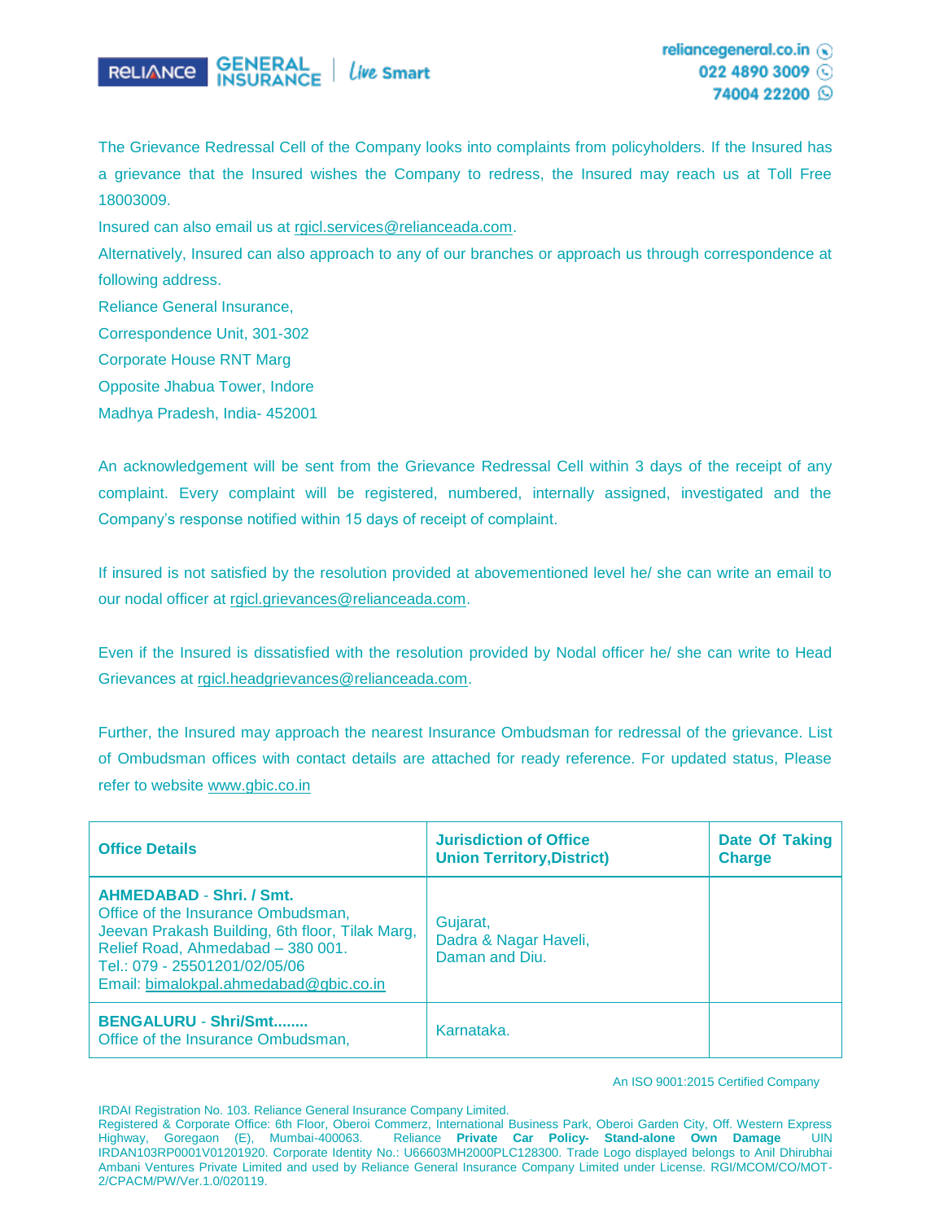The Grievance Redressal Cell of the Company looks into complaints from policyholders. If the Insured has a grievance that the Insured wishes the Company to redress, the Insured may reach us at Toll Free 18003009.

Insured can also email us at rgicl.services@relianceada.com.

Alternatively, Insured can also approach to any of our branches or approach us through correspondence at following address.

Reliance General Insurance,
Correspondence Unit, 301-302
Corporate House RNT Marg
Opposite Jhabua Tower, Indore
Madhya Pradesh, India- 452001

An acknowledgement will be sent from the Grievance Redressal Cell within 3 days of the receipt of any complaint. Every complaint will be registered, numbered, internally assigned, investigated and the Company's response notified within 15 days of receipt of complaint.

If insured is not satisfied by the resolution provided at abovementioned level he/ she can write an email to our nodal officer at rgicl.grievances@relianceada.com.

Even if the Insured is dissatisfied with the resolution provided by Nodal officer he/ she can write to Head Grievances at rgicl.headgrievances@relianceada.com.

Further, the Insured may approach the nearest Insurance Ombudsman for redressal of the grievance. List of Ombudsman offices with contact details are attached for ready reference. For updated status, Please refer to website www.gbic.co.in

| Office Details | Jurisdiction of Office Union Territory,District) | Date Of Taking Charge |
|---|---|---|
| **AHMEDABAD - Shri. / Smt.**<br>Office of the Insurance Ombudsman,<br>Jeevan Prakash Building, 6th floor, Tilak Marg,<br>Relief Road, Ahmedabad – 380 001.<br>Tel.: 079 - 25501201/02/05/06<br>Email: bimalokpal.ahmedabad@gbic.co.in | Gujarat,<br>Dadra & Nagar Haveli,<br>Daman and Diu. | |
| **BENGALURU - Shri/Smt........**<br>Office of the Insurance Ombudsman, | Karnataka. | |

An ISO 9001:2015 Certified Company

IRDAI Registration No. 103. Reliance General Insurance Company Limited.
Registered & Corporate Office: 6th Floor, Oberoi Commerz, International Business Park, Oberoi Garden City, Off. Western Express Highway, Goregaon (E), Mumbai-400063. Reliance **Private Car Policy- Stand-alone Own Damage** UIN IRDAN103RP0001V01201920. Corporate Identity No.: U66603MH2000PLC128300. Trade Logo displayed belongs to Anil Dhirubhai Ambani Ventures Private Limited and used by Reliance General Insurance Company Limited under License. RGI/MCOM/CO/MOT-2/CPACM/PW/Ver.1.0/020119.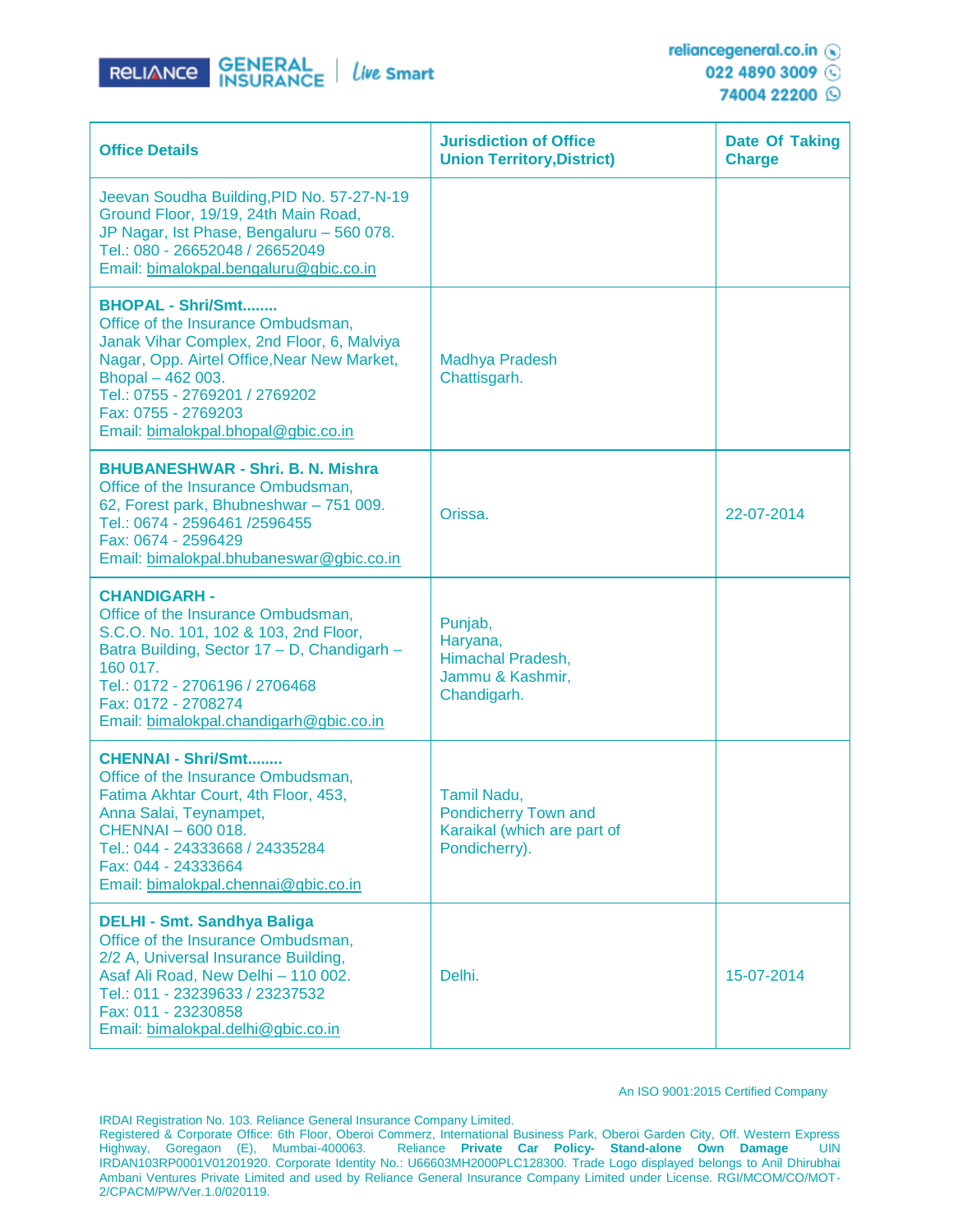| Office Details | Jurisdiction of Office Union Territory,District) | Date Of Taking Charge |
|---|---|---|
| Jeevan Soudha Building,PID No. 57-27-N-19<br>Ground Floor, 19/19, 24th Main Road,<br>JP Nagar, Ist Phase, Bengaluru – 560 078.<br>Tel.: 080 - 26652048 / 26652049<br>Email: bimalokpal.bengaluru@gbic.co.in | | |
| **BHOPAL - Shri/Smt........**<br>Office of the Insurance Ombudsman,<br>Janak Vihar Complex, 2nd Floor, 6, Malviya Nagar, Opp. Airtel Office,Near New Market, Bhopal – 462 003.<br>Tel.: 0755 - 2769201 / 2769202<br>Fax: 0755 - 2769203<br>Email: bimalokpal.bhopal@gbic.co.in | Madhya Pradesh<br>Chattisgarh. | |
| **BHUBANESHWAR - Shri. B. N. Mishra**<br>Office of the Insurance Ombudsman,<br>62, Forest park, Bhubneshwar – 751 009.<br>Tel.: 0674 - 2596461 /2596455<br>Fax: 0674 - 2596429<br>Email: bimalokpal.bhubaneswar@gbic.co.in | Orissa. | 22-07-2014 |
| **CHANDIGARH -**<br>Office of the Insurance Ombudsman,<br>S.C.O. No. 101, 102 & 103, 2nd Floor,<br>Batra Building, Sector 17 – D, Chandigarh – 160 017.<br>Tel.: 0172 - 2706196 / 2706468<br>Fax: 0172 - 2708274<br>Email: bimalokpal.chandigarh@gbic.co.in | Punjab,<br>Haryana,<br>Himachal Pradesh,<br>Jammu & Kashmir,<br>Chandigarh. | |
| **CHENNAI - Shri/Smt........**<br>Office of the Insurance Ombudsman,<br>Fatima Akhtar Court, 4th Floor, 453,<br>Anna Salai, Teynampet,<br>CHENNAI – 600 018.<br>Tel.: 044 - 24333668 / 24335284<br>Fax: 044 - 24333664<br>Email: bimalokpal.chennai@gbic.co.in | Tamil Nadu,<br>Pondicherry Town and Karaikal (which are part of Pondicherry). | |
| **DELHI - Smt. Sandhya Baliga**<br>Office of the Insurance Ombudsman,<br>2/2 A, Universal Insurance Building,<br>Asaf Ali Road, New Delhi – 110 002.<br>Tel.: 011 - 23239633 / 23237532<br>Fax: 011 - 23230858<br>Email: bimalokpal.delhi@gbic.co.in | Delhi. | 15-07-2014 |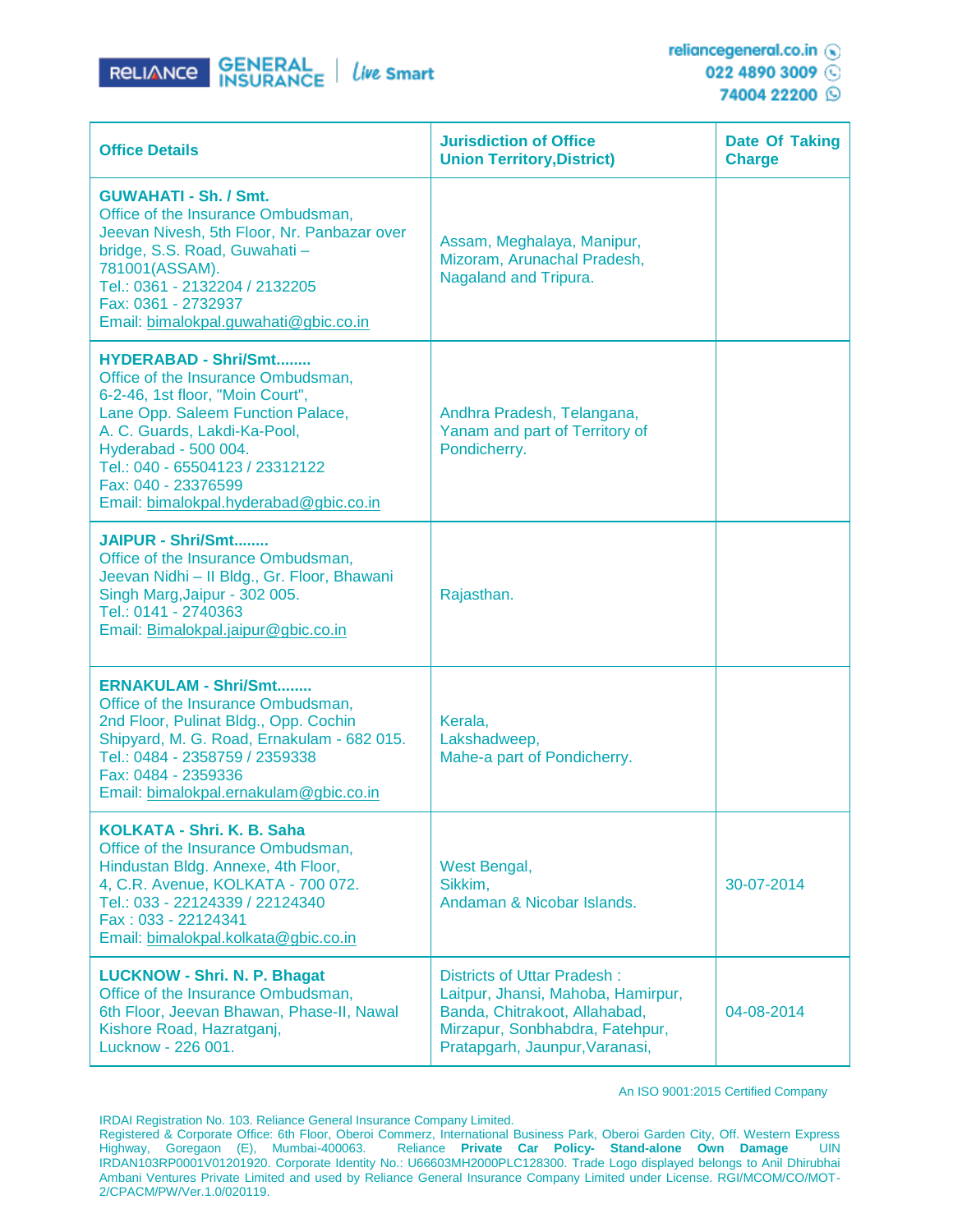| Office Details | Jurisdiction of Office Union Territory,District) | Date Of Taking Charge |
|---|---|---|
| **GUWAHATI - Sh. / Smt.**<br>Office of the Insurance Ombudsman,<br>Jeevan Nivesh, 5th Floor, Nr. Panbazar over bridge, S.S. Road, Guwahati – 781001(ASSAM).<br>Tel.: 0361 - 2132204 / 2132205<br>Fax: 0361 - 2732937<br>Email: bimalokpal.guwahati@gbic.co.in | Assam, Meghalaya, Manipur, Mizoram, Arunachal Pradesh, Nagaland and Tripura. | |
| **HYDERABAD - Shri/Smt........**<br>Office of the Insurance Ombudsman,<br>6-2-46, 1st floor, "Moin Court",<br>Lane Opp. Saleem Function Palace,<br>A. C. Guards, Lakdi-Ka-Pool,<br>Hyderabad - 500 004.<br>Tel.: 040 - 65504123 / 23312122<br>Fax: 040 - 23376599<br>Email: bimalokpal.hyderabad@gbic.co.in | Andhra Pradesh, Telangana, Yanam and part of Territory of Pondicherry. | |
| **JAIPUR - Shri/Smt........**<br>Office of the Insurance Ombudsman,<br>Jeevan Nidhi – II Bldg., Gr. Floor, Bhawani Singh Marg,Jaipur - 302 005.<br>Tel.: 0141 - 2740363<br>Email: Bimalokpal.jaipur@gbic.co.in | Rajasthan. | |
| **ERNAKULAM - Shri/Smt........**<br>Office of the Insurance Ombudsman,<br>2nd Floor, Pulinat Bldg., Opp. Cochin Shipyard, M. G. Road, Ernakulam - 682 015.<br>Tel.: 0484 - 2358759 / 2359338<br>Fax: 0484 - 2359336<br>Email: bimalokpal.ernakulam@gbic.co.in | Kerala,<br>Lakshadweep,<br>Mahe-a part of Pondicherry. | |
| **KOLKATA - Shri. K. B. Saha**<br>Office of the Insurance Ombudsman,<br>Hindustan Bldg. Annexe, 4th Floor,<br>4, C.R. Avenue, KOLKATA - 700 072.<br>Tel.: 033 - 22124339 / 22124340<br>Fax : 033 - 22124341<br>Email: bimalokpal.kolkata@gbic.co.in | West Bengal,<br>Sikkim,<br>Andaman & Nicobar Islands. | 30-07-2014 |
| **LUCKNOW - Shri. N. P. Bhagat**<br>Office of the Insurance Ombudsman,<br>6th Floor, Jeevan Bhawan, Phase-II, Nawal Kishore Road, Hazratganj,<br>Lucknow - 226 001. | Districts of Uttar Pradesh :<br>Laitpur, Jhansi, Mahoba, Hamirpur, Banda, Chitrakoot, Allahabad, Mirzapur, Sonbhabdra, Fatehpur, Pratapgarh, Jaunpur,Varanasi, | 04-08-2014 |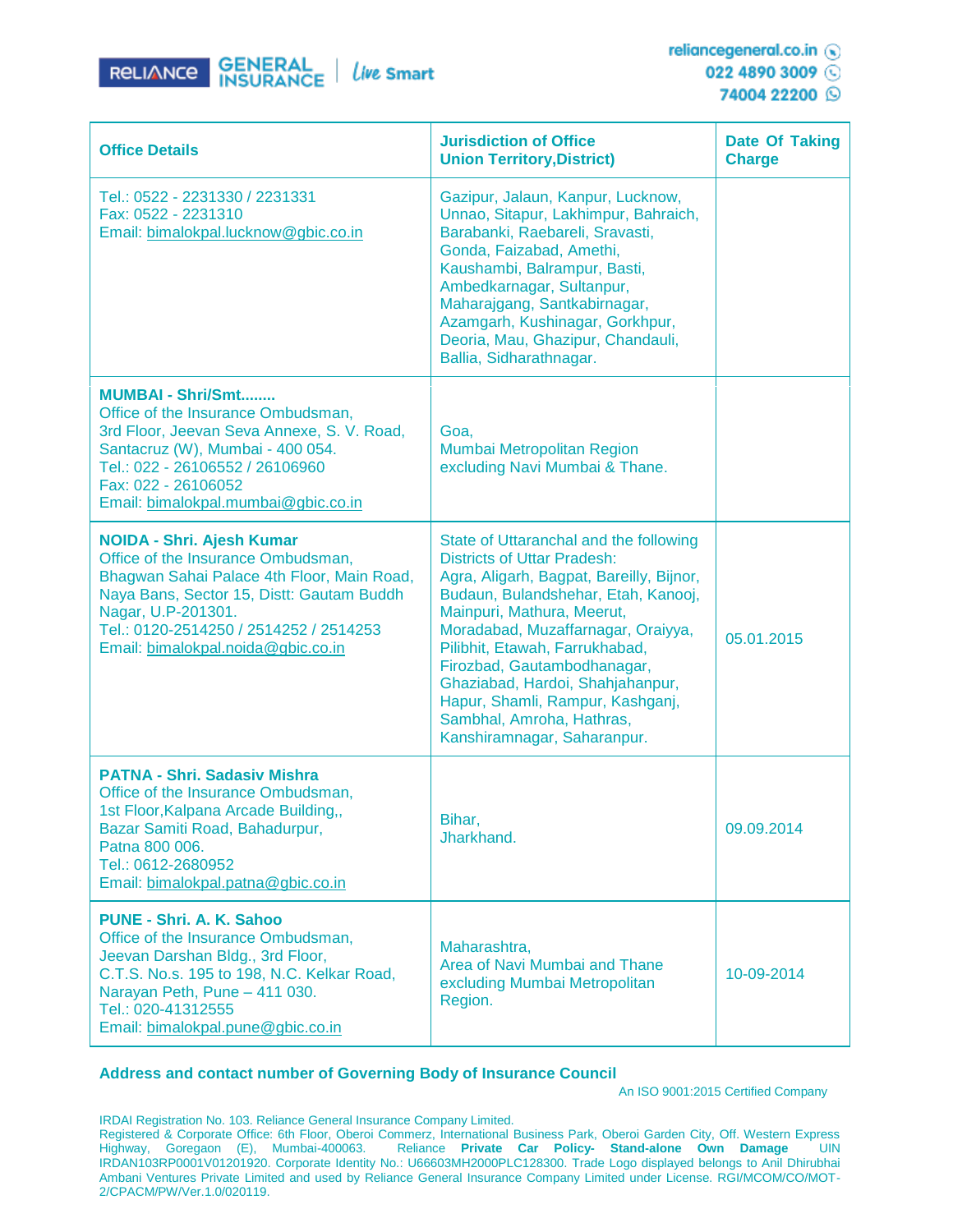| Office Details | Jurisdiction of Office Union Territory,District) | Date Of Taking Charge |
|---|---|---|
| Tel.: 0522 - 2231330 / 2231331<br>Fax: 0522 - 2231310<br>Email: bimalokpal.lucknow@gbic.co.in | Gazipur, Jalaun, Kanpur, Lucknow, Unnao, Sitapur, Lakhimpur, Bahraich, Barabanki, Raebareli, Sravasti, Gonda, Faizabad, Amethi, Kaushambi, Balrampur, Basti, Ambedkarnagar, Sultanpur, Maharajgang, Santkabirnagar, Azamgarh, Kushinagar, Gorkhpur, Deoria, Mau, Ghazipur, Chandauli, Ballia, Sidharathnagar. | |
| **MUMBAI - Shri/Smt........**<br>Office of the Insurance Ombudsman,<br>3rd Floor, Jeevan Seva Annexe, S. V. Road,<br>Santacruz (W), Mumbai - 400 054.<br>Tel.: 022 - 26106552 / 26106960<br>Fax: 022 - 26106052<br>Email: bimalokpal.mumbai@gbic.co.in | Goa,<br>Mumbai Metropolitan Region excluding Navi Mumbai & Thane. | |
| **NOIDA - Shri. Ajesh Kumar**<br>Office of the Insurance Ombudsman,<br>Bhagwan Sahai Palace 4th Floor, Main Road,<br>Naya Bans, Sector 15, Distt: Gautam Buddh Nagar, U.P-201301.<br>Tel.: 0120-2514250 / 2514252 / 2514253<br>Email: bimalokpal.noida@gbic.co.in | State of Uttaranchal and the following Districts of Uttar Pradesh:<br>Agra, Aligarh, Bagpat, Bareilly, Bijnor, Budaun, Bulandshehar, Etah, Kanooj, Mainpuri, Mathura, Meerut, Moradabad, Muzaffarnagar, Oraiyya, Pilibhit, Etawah, Farrukhabad, Firozbad, Gautambodhanagar, Ghaziabad, Hardoi, Shahjahanpur, Hapur, Shamli, Rampur, Kashganj, Sambhal, Amroha, Hathras, Kanshiramnagar, Saharanpur. | 05.01.2015 |
| **PATNA - Shri. Sadasiv Mishra**<br>Office of the Insurance Ombudsman,<br>1st Floor,Kalpana Arcade Building,,<br>Bazar Samiti Road, Bahadurpur,<br>Patna 800 006.<br>Tel.: 0612-2680952<br>Email: bimalokpal.patna@gbic.co.in | Bihar,<br>Jharkhand. | 09.09.2014 |
| **PUNE - Shri. A. K. Sahoo**<br>Office of the Insurance Ombudsman,<br>Jeevan Darshan Bldg., 3rd Floor,<br>C.T.S. No.s. 195 to 198, N.C. Kelkar Road,<br>Narayan Peth, Pune – 411 030.<br>Tel.: 020-41312555<br>Email: bimalokpal.pune@gbic.co.in | Maharashtra,<br>Area of Navi Mumbai and Thane excluding Mumbai Metropolitan Region. | 10-09-2014 |

**Address and contact number of Governing Body of Insurance Council**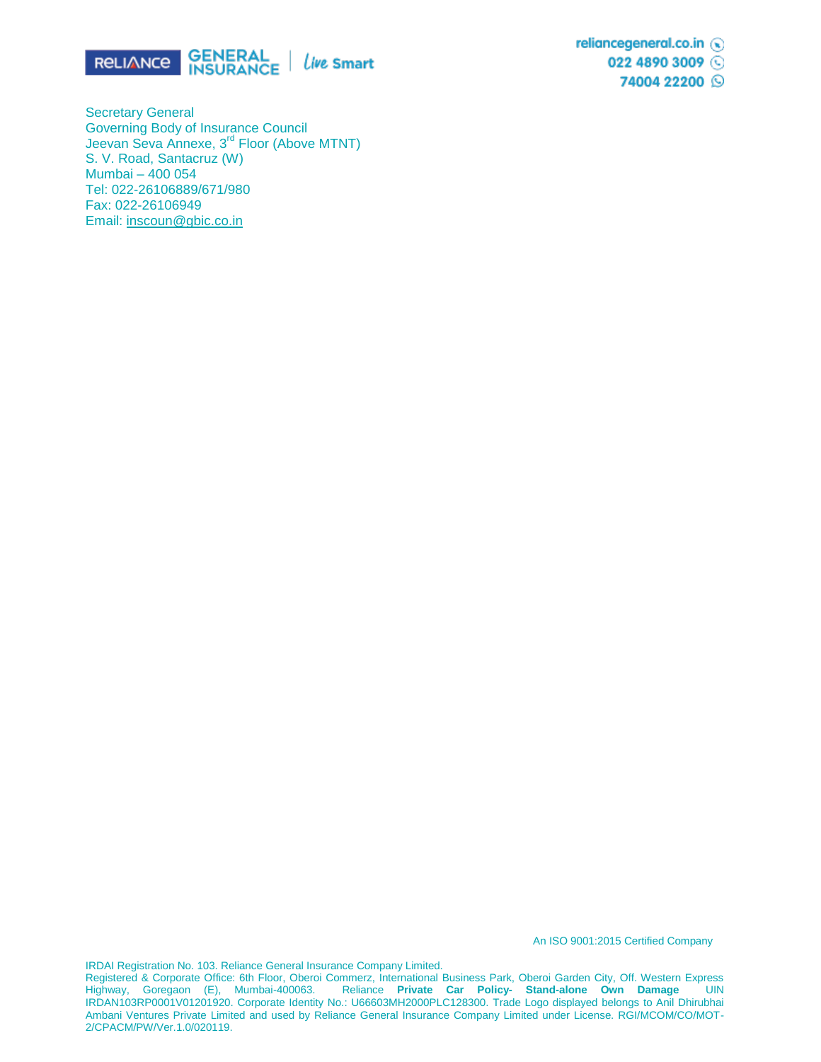Secretary General
Governing Body of Insurance Council
Jeevan Seva Annexe, 3rd Floor (Above MTNT)
S. V. Road, Santacruz (W)
Mumbai – 400 054
Tel: 022-26106889/671/980
Fax: 022-26106949
Email: inscoun@gbic.co.in